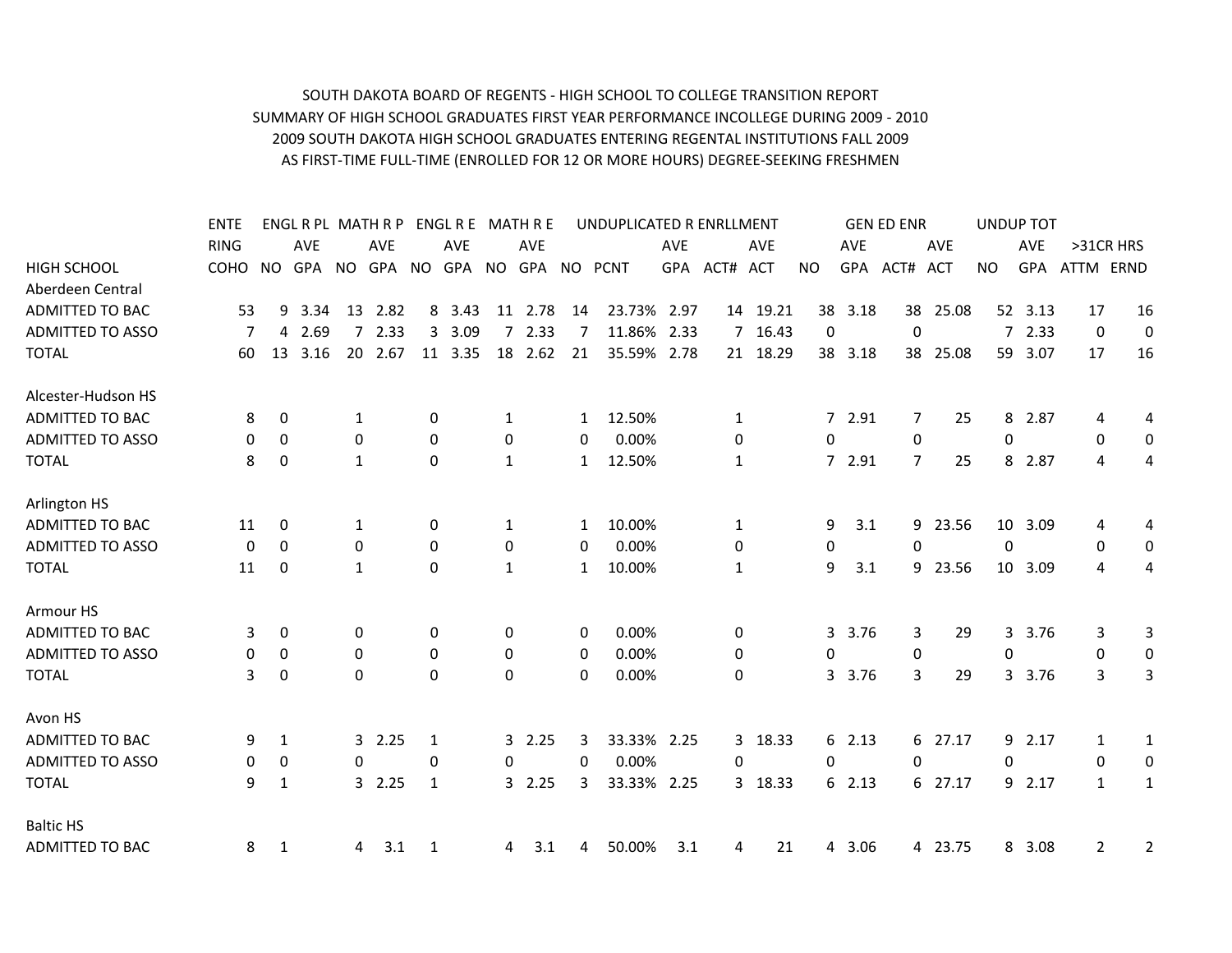SOUTH DAKOTA BOARD OF REGENTS - HIGH SCHOOL TO COLLEGE TRANSITION REPORT
SUMMARY OF HIGH SCHOOL GRADUATES FIRST YEAR PERFORMANCE INCOLLEGE DURING 2009 - 2010
2009 SOUTH DAKOTA HIGH SCHOOL GRADUATES ENTERING REGENTAL INSTITUTIONS FALL 2009
AS FIRST-TIME FULL-TIME (ENROLLED FOR 12 OR MORE HOURS) DEGREE-SEEKING FRESHMEN

| | ENTE | ENGL R PL | | MATH R P | | ENGL R E | | MATH R E | | UNDUPLICATED R ENRLLMENT | | | | | GEN ED ENR | | | | UNDUP TOT | | | |
|---|---|---|---|---|---|---|---|---|---|---|---|---|---|---|---|---|---|---|---|---|---|---|
| | RING | | AVE | | AVE | | AVE | | AVE | | | AVE | | AVE | | AVE | | AVE | | AVE | >31CR HRS | |
| HIGH SCHOOL | COHO | NO | GPA | NO | GPA | NO | GPA | NO | GPA | NO | PCNT | GPA | ACT# | ACT | NO | GPA | ACT# | ACT | NO | GPA | ATTM | ERND |
| Aberdeen Central | | | | | | | | | | | | | | | | | | | | | | |
| ADMITTED TO BAC | 53 | 9 | 3.34 | 13 | 2.82 | 8 | 3.43 | 11 | 2.78 | 14 | 23.73% | 2.97 | 14 | 19.21 | 38 | 3.18 | 38 | 25.08 | 52 | 3.13 | 17 | 16 |
| ADMITTED TO ASSO | 7 | 4 | 2.69 | 7 | 2.33 | 3 | 3.09 | 7 | 2.33 | 7 | 11.86% | 2.33 | 7 | 16.43 | 0 | | 0 | | 7 | 2.33 | 0 | 0 |
| TOTAL | 60 | 13 | 3.16 | 20 | 2.67 | 11 | 3.35 | 18 | 2.62 | 21 | 35.59% | 2.78 | 21 | 18.29 | 38 | 3.18 | 38 | 25.08 | 59 | 3.07 | 17 | 16 |
| Alcester-Hudson HS | | | | | | | | | | | | | | | | | | | | | | |
| ADMITTED TO BAC | 8 | 0 | | 1 | | 0 | | 1 | | 1 | 12.50% | | 1 | | 7 | 2.91 | 7 | 25 | 8 | 2.87 | 4 | 4 |
| ADMITTED TO ASSO | 0 | 0 | | 0 | | 0 | | 0 | | 0 | 0.00% | | 0 | | 0 | | 0 | | 0 | | 0 | 0 |
| TOTAL | 8 | 0 | | 1 | | 0 | | 1 | | 1 | 12.50% | | 1 | | 7 | 2.91 | 7 | 25 | 8 | 2.87 | 4 | 4 |
| Arlington HS | | | | | | | | | | | | | | | | | | | | | | |
| ADMITTED TO BAC | 11 | 0 | | 1 | | 0 | | 1 | | 1 | 10.00% | | 1 | | 9 | 3.1 | 9 | 23.56 | 10 | 3.09 | 4 | 4 |
| ADMITTED TO ASSO | 0 | 0 | | 0 | | 0 | | 0 | | 0 | 0.00% | | 0 | | 0 | | 0 | | 0 | | 0 | 0 |
| TOTAL | 11 | 0 | | 1 | | 0 | | 1 | | 1 | 10.00% | | 1 | | 9 | 3.1 | 9 | 23.56 | 10 | 3.09 | 4 | 4 |
| Armour HS | | | | | | | | | | | | | | | | | | | | | | |
| ADMITTED TO BAC | 3 | 0 | | 0 | | 0 | | 0 | | 0 | 0.00% | | 0 | | 3 | 3.76 | 3 | 29 | 3 | 3.76 | 3 | 3 |
| ADMITTED TO ASSO | 0 | 0 | | 0 | | 0 | | 0 | | 0 | 0.00% | | 0 | | 0 | | 0 | | 0 | | 0 | 0 |
| TOTAL | 3 | 0 | | 0 | | 0 | | 0 | | 0 | 0.00% | | 0 | | 3 | 3.76 | 3 | 29 | 3 | 3.76 | 3 | 3 |
| Avon HS | | | | | | | | | | | | | | | | | | | | | | |
| ADMITTED TO BAC | 9 | 1 | | 3 | 2.25 | 1 | | 3 | 2.25 | 3 | 33.33% | 2.25 | 3 | 18.33 | 6 | 2.13 | 6 | 27.17 | 9 | 2.17 | 1 | 1 |
| ADMITTED TO ASSO | 0 | 0 | | 0 | | 0 | | 0 | | 0 | 0.00% | | 0 | | 0 | | 0 | | 0 | | 0 | 0 |
| TOTAL | 9 | 1 | | 3 | 2.25 | 1 | | 3 | 2.25 | 3 | 33.33% | 2.25 | 3 | 18.33 | 6 | 2.13 | 6 | 27.17 | 9 | 2.17 | 1 | 1 |
| Baltic HS | | | | | | | | | | | | | | | | | | | | | | |
| ADMITTED TO BAC | 8 | 1 | | 4 | 3.1 | 1 | | 4 | 3.1 | 4 | 50.00% | 3.1 | 4 | 21 | 4 | 3.06 | 4 | 23.75 | 8 | 3.08 | 2 | 2 |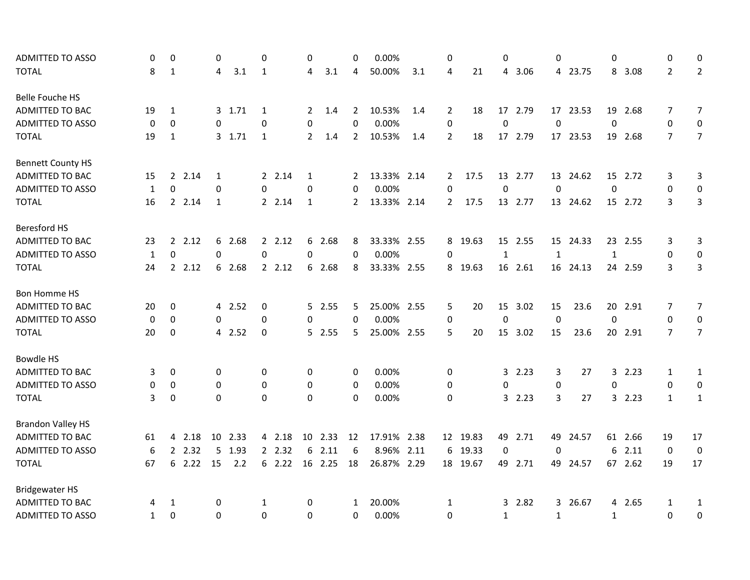| | | | | | | | | | | | | | | | | | | | | | | |
|---|---|---|---|---|---|---|---|---|---|---|---|---|---|---|---|---|---|---|---|---|---|---|
| ADMITTED TO ASSO | 0 | 0 | | 0 | | 0 | | 0 | | 0 | 0.00% | | 0 | | 0 | | 0 | | 0 | | 0 | 0 |
| TOTAL | 8 | 1 | | 4 | 3.1 | 1 | | 4 | 3.1 | 4 | 50.00% | 3.1 | 4 | 21 | 4 | 3.06 | 4 | 23.75 | 8 | 3.08 | 2 | 2 |
| | | | | | | | | | | | | | | | | | | | | | | |
| Belle Fouche HS | | | | | | | | | | | | | | | | | | | | | | |
| ADMITTED TO BAC | 19 | 1 | | 3 | 1.71 | 1 | | 2 | 1.4 | 2 | 10.53% | 1.4 | 2 | 18 | 17 | 2.79 | 17 | 23.53 | 19 | 2.68 | 7 | 7 |
| ADMITTED TO ASSO | 0 | 0 | | 0 | | 0 | | 0 | | 0 | 0.00% | | 0 | | 0 | | 0 | | 0 | | 0 | 0 |
| TOTAL | 19 | 1 | | 3 | 1.71 | 1 | | 2 | 1.4 | 2 | 10.53% | 1.4 | 2 | 18 | 17 | 2.79 | 17 | 23.53 | 19 | 2.68 | 7 | 7 |
| | | | | | | | | | | | | | | | | | | | | | | |
| Bennett County HS | | | | | | | | | | | | | | | | | | | | | | |
| ADMITTED TO BAC | 15 | 2 | 2.14 | 1 | | 2 | 2.14 | 1 | | 2 | 13.33% | 2.14 | 2 | 17.5 | 13 | 2.77 | 13 | 24.62 | 15 | 2.72 | 3 | 3 |
| ADMITTED TO ASSO | 1 | 0 | | 0 | | 0 | | 0 | | 0 | 0.00% | | 0 | | 0 | | 0 | | 0 | | 0 | 0 |
| TOTAL | 16 | 2 | 2.14 | 1 | | 2 | 2.14 | 1 | | 2 | 13.33% | 2.14 | 2 | 17.5 | 13 | 2.77 | 13 | 24.62 | 15 | 2.72 | 3 | 3 |
| | | | | | | | | | | | | | | | | | | | | | | |
| Beresford HS | | | | | | | | | | | | | | | | | | | | | | |
| ADMITTED TO BAC | 23 | 2 | 2.12 | 6 | 2.68 | 2 | 2.12 | 6 | 2.68 | 8 | 33.33% | 2.55 | 8 | 19.63 | 15 | 2.55 | 15 | 24.33 | 23 | 2.55 | 3 | 3 |
| ADMITTED TO ASSO | 1 | 0 | | 0 | | 0 | | 0 | | 0 | 0.00% | | 0 | | 1 | | 1 | | 1 | | 0 | 0 |
| TOTAL | 24 | 2 | 2.12 | 6 | 2.68 | 2 | 2.12 | 6 | 2.68 | 8 | 33.33% | 2.55 | 8 | 19.63 | 16 | 2.61 | 16 | 24.13 | 24 | 2.59 | 3 | 3 |
| | | | | | | | | | | | | | | | | | | | | | | |
| Bon Homme HS | | | | | | | | | | | | | | | | | | | | | | |
| ADMITTED TO BAC | 20 | 0 | | 4 | 2.52 | 0 | | 5 | 2.55 | 5 | 25.00% | 2.55 | 5 | 20 | 15 | 3.02 | 15 | 23.6 | 20 | 2.91 | 7 | 7 |
| ADMITTED TO ASSO | 0 | 0 | | 0 | | 0 | | 0 | | 0 | 0.00% | | 0 | | 0 | | 0 | | 0 | | 0 | 0 |
| TOTAL | 20 | 0 | | 4 | 2.52 | 0 | | 5 | 2.55 | 5 | 25.00% | 2.55 | 5 | 20 | 15 | 3.02 | 15 | 23.6 | 20 | 2.91 | 7 | 7 |
| | | | | | | | | | | | | | | | | | | | | | | |
| Bowdle HS | | | | | | | | | | | | | | | | | | | | | | |
| ADMITTED TO BAC | 3 | 0 | | 0 | | 0 | | 0 | | 0 | 0.00% | | 0 | | 3 | 2.23 | 3 | 27 | 3 | 2.23 | 1 | 1 |
| ADMITTED TO ASSO | 0 | 0 | | 0 | | 0 | | 0 | | 0 | 0.00% | | 0 | | 0 | | 0 | | 0 | | 0 | 0 |
| TOTAL | 3 | 0 | | 0 | | 0 | | 0 | | 0 | 0.00% | | 0 | | 3 | 2.23 | 3 | 27 | 3 | 2.23 | 1 | 1 |
| | | | | | | | | | | | | | | | | | | | | | | |
| Brandon Valley HS | | | | | | | | | | | | | | | | | | | | | | |
| ADMITTED TO BAC | 61 | 4 | 2.18 | 10 | 2.33 | 4 | 2.18 | 10 | 2.33 | 12 | 17.91% | 2.38 | 12 | 19.83 | 49 | 2.71 | 49 | 24.57 | 61 | 2.66 | 19 | 17 |
| ADMITTED TO ASSO | 6 | 2 | 2.32 | 5 | 1.93 | 2 | 2.32 | 6 | 2.11 | 6 | 8.96% | 2.11 | 6 | 19.33 | 0 | | 0 | | 6 | 2.11 | 0 | 0 |
| TOTAL | 67 | 6 | 2.22 | 15 | 2.2 | 6 | 2.22 | 16 | 2.25 | 18 | 26.87% | 2.29 | 18 | 19.67 | 49 | 2.71 | 49 | 24.57 | 67 | 2.62 | 19 | 17 |
| | | | | | | | | | | | | | | | | | | | | | | |
| Bridgewater HS | | | | | | | | | | | | | | | | | | | | | | |
| ADMITTED TO BAC | 4 | 1 | | 0 | | 1 | | 0 | | 1 | 20.00% | | 1 | | 3 | 2.82 | 3 | 26.67 | 4 | 2.65 | 1 | 1 |
| ADMITTED TO ASSO | 1 | 0 | | 0 | | 0 | | 0 | | 0 | 0.00% | | 0 | | 1 | | 1 | | 1 | | 0 | 0 |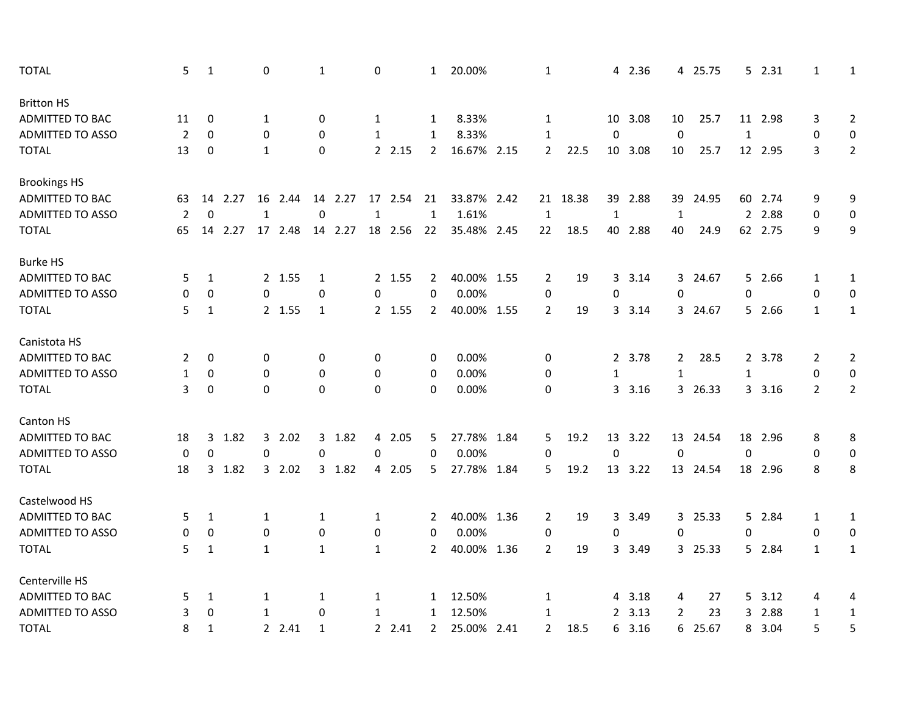| | | | | | | | | | | | | | | | | | | | | | | |
|---|---|---|---|---|---|---|---|---|---|---|---|---|---|---|---|---|---|---|---|---|---|---|
| TOTAL | 5 | 1 | | 0 | | 1 | | 0 | | 1 | 20.00% | | 1 | | 4 | 2.36 | 4 | 25.75 | 5 | 2.31 | 1 | 1 |
| | | | | | | | | | | | | | | | | | | | | | | |
| Britton HS | | | | | | | | | | | | | | | | | | | | | | |
| ADMITTED TO BAC | 11 | 0 | | 1 | | 0 | | 1 | | 1 | 8.33% | | 1 | | 10 | 3.08 | 10 | 25.7 | 11 | 2.98 | 3 | 2 |
| ADMITTED TO ASSO | 2 | 0 | | 0 | | 0 | | 1 | | 1 | 8.33% | | 1 | | 0 | | 0 | | 1 | | 0 | 0 |
| TOTAL | 13 | 0 | | 1 | | 0 | | 2 | 2.15 | 2 | 16.67% | 2.15 | 2 | 22.5 | 10 | 3.08 | 10 | 25.7 | 12 | 2.95 | 3 | 2 |
| | | | | | | | | | | | | | | | | | | | | | | |
| Brookings HS | | | | | | | | | | | | | | | | | | | | | | |
| ADMITTED TO BAC | 63 | 14 | 2.27 | 16 | 2.44 | 14 | 2.27 | 17 | 2.54 | 21 | 33.87% | 2.42 | 21 | 18.38 | 39 | 2.88 | 39 | 24.95 | 60 | 2.74 | 9 | 9 |
| ADMITTED TO ASSO | 2 | 0 | | 1 | | 0 | | 1 | | 1 | 1.61% | | 1 | | 1 | | 1 | | 2 | 2.88 | 0 | 0 |
| TOTAL | 65 | 14 | 2.27 | 17 | 2.48 | 14 | 2.27 | 18 | 2.56 | 22 | 35.48% | 2.45 | 22 | 18.5 | 40 | 2.88 | 40 | 24.9 | 62 | 2.75 | 9 | 9 |
| | | | | | | | | | | | | | | | | | | | | | | |
| Burke HS | | | | | | | | | | | | | | | | | | | | | | |
| ADMITTED TO BAC | 5 | 1 | | 2 | 1.55 | 1 | | 2 | 1.55 | 2 | 40.00% | 1.55 | 2 | 19 | 3 | 3.14 | 3 | 24.67 | 5 | 2.66 | 1 | 1 |
| ADMITTED TO ASSO | 0 | 0 | | 0 | | 0 | | 0 | | 0 | 0.00% | | 0 | | 0 | | 0 | | 0 | | 0 | 0 |
| TOTAL | 5 | 1 | | 2 | 1.55 | 1 | | 2 | 1.55 | 2 | 40.00% | 1.55 | 2 | 19 | 3 | 3.14 | 3 | 24.67 | 5 | 2.66 | 1 | 1 |
| | | | | | | | | | | | | | | | | | | | | | | |
| Canistota HS | | | | | | | | | | | | | | | | | | | | | | |
| ADMITTED TO BAC | 2 | 0 | | 0 | | 0 | | 0 | | 0 | 0.00% | | 0 | | 2 | 3.78 | 2 | 28.5 | 2 | 3.78 | 2 | 2 |
| ADMITTED TO ASSO | 1 | 0 | | 0 | | 0 | | 0 | | 0 | 0.00% | | 0 | | 1 | | 1 | | 1 | | 0 | 0 |
| TOTAL | 3 | 0 | | 0 | | 0 | | 0 | | 0 | 0.00% | | 0 | | 3 | 3.16 | 3 | 26.33 | 3 | 3.16 | 2 | 2 |
| | | | | | | | | | | | | | | | | | | | | | | |
| Canton HS | | | | | | | | | | | | | | | | | | | | | | |
| ADMITTED TO BAC | 18 | 3 | 1.82 | 3 | 2.02 | 3 | 1.82 | 4 | 2.05 | 5 | 27.78% | 1.84 | 5 | 19.2 | 13 | 3.22 | 13 | 24.54 | 18 | 2.96 | 8 | 8 |
| ADMITTED TO ASSO | 0 | 0 | | 0 | | 0 | | 0 | | 0 | 0.00% | | 0 | | 0 | | 0 | | 0 | | 0 | 0 |
| TOTAL | 18 | 3 | 1.82 | 3 | 2.02 | 3 | 1.82 | 4 | 2.05 | 5 | 27.78% | 1.84 | 5 | 19.2 | 13 | 3.22 | 13 | 24.54 | 18 | 2.96 | 8 | 8 |
| | | | | | | | | | | | | | | | | | | | | | | |
| Castelwood HS | | | | | | | | | | | | | | | | | | | | | | |
| ADMITTED TO BAC | 5 | 1 | | 1 | | 1 | | 1 | | 2 | 40.00% | 1.36 | 2 | 19 | 3 | 3.49 | 3 | 25.33 | 5 | 2.84 | 1 | 1 |
| ADMITTED TO ASSO | 0 | 0 | | 0 | | 0 | | 0 | | 0 | 0.00% | | 0 | | 0 | | 0 | | 0 | | 0 | 0 |
| TOTAL | 5 | 1 | | 1 | | 1 | | 1 | | 2 | 40.00% | 1.36 | 2 | 19 | 3 | 3.49 | 3 | 25.33 | 5 | 2.84 | 1 | 1 |
| | | | | | | | | | | | | | | | | | | | | | | |
| Centerville HS | | | | | | | | | | | | | | | | | | | | | | |
| ADMITTED TO BAC | 5 | 1 | | 1 | | 1 | | 1 | | 1 | 12.50% | | 1 | | 4 | 3.18 | 4 | 27 | 5 | 3.12 | 4 | 4 |
| ADMITTED TO ASSO | 3 | 0 | | 1 | | 0 | | 1 | | 1 | 12.50% | | 1 | | 2 | 3.13 | 2 | 23 | 3 | 2.88 | 1 | 1 |
| TOTAL | 8 | 1 | | 2 | 2.41 | 1 | | 2 | 2.41 | 2 | 25.00% | 2.41 | 2 | 18.5 | 6 | 3.16 | 6 | 25.67 | 8 | 3.04 | 5 | 5 |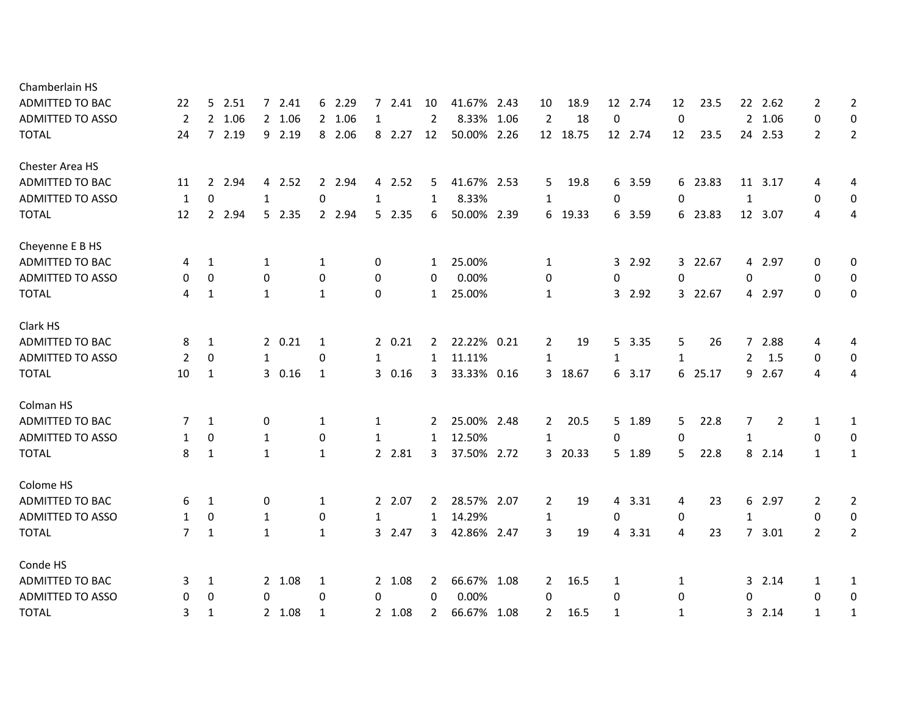| | | | | | | | | | | | | | | | | | | | | | | |
|---|---|---|---|---|---|---|---|---|---|---|---|---|---|---|---|---|---|---|---|---|---|---|
| Chamberlain HS | | | | | | | | | | | | | | | | | | | | | | |
| ADMITTED TO BAC | 22 | 5 | 2.51 | 7 | 2.41 | 6 | 2.29 | 7 | 2.41 | 10 | 41.67% | 2.43 | 10 | 18.9 | 12 | 2.74 | 12 | 23.5 | 22 | 2.62 | 2 | 2 |
| ADMITTED TO ASSO | 2 | 2 | 1.06 | 2 | 1.06 | 2 | 1.06 | 1 | | 2 | 8.33% | 1.06 | 2 | 18 | 0 | | 0 | | 2 | 1.06 | 0 | 0 |
| TOTAL | 24 | 7 | 2.19 | 9 | 2.19 | 8 | 2.06 | 8 | 2.27 | 12 | 50.00% | 2.26 | 12 | 18.75 | 12 | 2.74 | 12 | 23.5 | 24 | 2.53 | 2 | 2 |
| | | | | | | | | | | | | | | | | | | | | | | |
| Chester Area HS | | | | | | | | | | | | | | | | | | | | | | |
| ADMITTED TO BAC | 11 | 2 | 2.94 | 4 | 2.52 | 2 | 2.94 | 4 | 2.52 | 5 | 41.67% | 2.53 | 5 | 19.8 | 6 | 3.59 | 6 | 23.83 | 11 | 3.17 | 4 | 4 |
| ADMITTED TO ASSO | 1 | 0 | | 1 | | 0 | | 1 | | 1 | 8.33% | | 1 | | 0 | | 0 | | 1 | | 0 | 0 |
| TOTAL | 12 | 2 | 2.94 | 5 | 2.35 | 2 | 2.94 | 5 | 2.35 | 6 | 50.00% | 2.39 | 6 | 19.33 | 6 | 3.59 | 6 | 23.83 | 12 | 3.07 | 4 | 4 |
| | | | | | | | | | | | | | | | | | | | | | | |
| Cheyenne E B HS | | | | | | | | | | | | | | | | | | | | | | |
| ADMITTED TO BAC | 4 | 1 | | 1 | | 1 | | 0 | | 1 | 25.00% | | 1 | | 3 | 2.92 | 3 | 22.67 | 4 | 2.97 | 0 | 0 |
| ADMITTED TO ASSO | 0 | 0 | | 0 | | 0 | | 0 | | 0 | 0.00% | | 0 | | 0 | | 0 | | 0 | | 0 | 0 |
| TOTAL | 4 | 1 | | 1 | | 1 | | 0 | | 1 | 25.00% | | 1 | | 3 | 2.92 | 3 | 22.67 | 4 | 2.97 | 0 | 0 |
| | | | | | | | | | | | | | | | | | | | | | | |
| Clark HS | | | | | | | | | | | | | | | | | | | | | | |
| ADMITTED TO BAC | 8 | 1 | | 2 | 0.21 | 1 | | 2 | 0.21 | 2 | 22.22% | 0.21 | 2 | 19 | 5 | 3.35 | 5 | 26 | 7 | 2.88 | 4 | 4 |
| ADMITTED TO ASSO | 2 | 0 | | 1 | | 0 | | 1 | | 1 | 11.11% | | 1 | | 1 | | 1 | | 2 | 1.5 | 0 | 0 |
| TOTAL | 10 | 1 | | 3 | 0.16 | 1 | | 3 | 0.16 | 3 | 33.33% | 0.16 | 3 | 18.67 | 6 | 3.17 | 6 | 25.17 | 9 | 2.67 | 4 | 4 |
| | | | | | | | | | | | | | | | | | | | | | | |
| Colman HS | | | | | | | | | | | | | | | | | | | | | | |
| ADMITTED TO BAC | 7 | 1 | | 0 | | 1 | | 1 | | 2 | 25.00% | 2.48 | 2 | 20.5 | 5 | 1.89 | 5 | 22.8 | 7 | 2 | 1 | 1 |
| ADMITTED TO ASSO | 1 | 0 | | 1 | | 0 | | 1 | | 1 | 12.50% | | 1 | | 0 | | 0 | | 1 | | 0 | 0 |
| TOTAL | 8 | 1 | | 1 | | 1 | | 2 | 2.81 | 3 | 37.50% | 2.72 | 3 | 20.33 | 5 | 1.89 | 5 | 22.8 | 8 | 2.14 | 1 | 1 |
| | | | | | | | | | | | | | | | | | | | | | | |
| Colome HS | | | | | | | | | | | | | | | | | | | | | | |
| ADMITTED TO BAC | 6 | 1 | | 0 | | 1 | | 2 | 2.07 | 2 | 28.57% | 2.07 | 2 | 19 | 4 | 3.31 | 4 | 23 | 6 | 2.97 | 2 | 2 |
| ADMITTED TO ASSO | 1 | 0 | | 1 | | 0 | | 1 | | 1 | 14.29% | | 1 | | 0 | | 0 | | 1 | | 0 | 0 |
| TOTAL | 7 | 1 | | 1 | | 1 | | 3 | 2.47 | 3 | 42.86% | 2.47 | 3 | 19 | 4 | 3.31 | 4 | 23 | 7 | 3.01 | 2 | 2 |
| | | | | | | | | | | | | | | | | | | | | | | |
| Conde HS | | | | | | | | | | | | | | | | | | | | | | |
| ADMITTED TO BAC | 3 | 1 | | 2 | 1.08 | 1 | | 2 | 1.08 | 2 | 66.67% | 1.08 | 2 | 16.5 | 1 | | 1 | | 3 | 2.14 | 1 | 1 |
| ADMITTED TO ASSO | 0 | 0 | | 0 | | 0 | | 0 | | 0 | 0.00% | | 0 | | 0 | | 0 | | 0 | | 0 | 0 |
| TOTAL | 3 | 1 | | 2 | 1.08 | 1 | | 2 | 1.08 | 2 | 66.67% | 1.08 | 2 | 16.5 | 1 | | 1 | | 3 | 2.14 | 1 | 1 |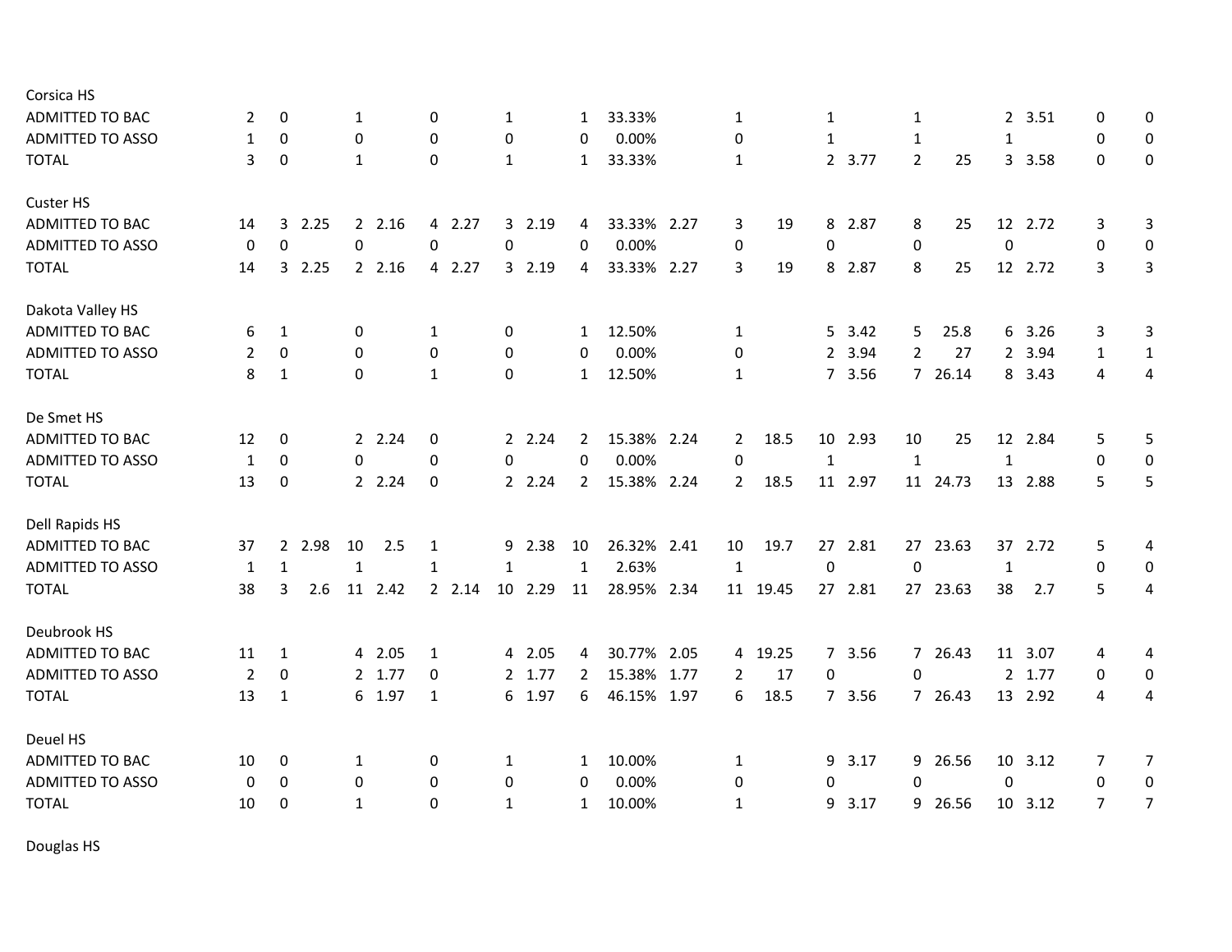| | | | | | | | | | | | | | | | | | | | | | | |
|---|---|---|---|---|---|---|---|---|---|---|---|---|---|---|---|---|---|---|---|---|---|---|
| Corsica HS | | | | | | | | | | | | | | | | | | | | | | |
| ADMITTED TO BAC | 2 | 0 | | 1 | | 0 | | 1 | | 1 | 33.33% | | 1 | | 1 | | 1 | | 2 | 3.51 | 0 | 0 |
| ADMITTED TO ASSO | 1 | 0 | | 0 | | 0 | | 0 | | 0 | 0.00% | | 0 | | 1 | | 1 | | 1 | | 0 | 0 |
| TOTAL | 3 | 0 | | 1 | | 0 | | 1 | | 1 | 33.33% | | 1 | | 2 | 3.77 | 2 | 25 | 3 | 3.58 | 0 | 0 |
| Custer HS | | | | | | | | | | | | | | | | | | | | | | |
| ADMITTED TO BAC | 14 | 3 | 2.25 | 2 | 2.16 | 4 | 2.27 | 3 | 2.19 | 4 | 33.33% | 2.27 | 3 | 19 | 8 | 2.87 | 8 | 25 | 12 | 2.72 | 3 | 3 |
| ADMITTED TO ASSO | 0 | 0 | | 0 | | 0 | | 0 | | 0 | 0.00% | | 0 | | 0 | | 0 | | 0 | | 0 | 0 |
| TOTAL | 14 | 3 | 2.25 | 2 | 2.16 | 4 | 2.27 | 3 | 2.19 | 4 | 33.33% | 2.27 | 3 | 19 | 8 | 2.87 | 8 | 25 | 12 | 2.72 | 3 | 3 |
| Dakota Valley HS | | | | | | | | | | | | | | | | | | | | | | |
| ADMITTED TO BAC | 6 | 1 | | 0 | | 1 | | 0 | | 1 | 12.50% | | 1 | | 5 | 3.42 | 5 | 25.8 | 6 | 3.26 | 3 | 3 |
| ADMITTED TO ASSO | 2 | 0 | | 0 | | 0 | | 0 | | 0 | 0.00% | | 0 | | 2 | 3.94 | 2 | 27 | 2 | 3.94 | 1 | 1 |
| TOTAL | 8 | 1 | | 0 | | 1 | | 0 | | 1 | 12.50% | | 1 | | 7 | 3.56 | 7 | 26.14 | 8 | 3.43 | 4 | 4 |
| De Smet HS | | | | | | | | | | | | | | | | | | | | | | |
| ADMITTED TO BAC | 12 | 0 | | 2 | 2.24 | 0 | | 2 | 2.24 | 2 | 15.38% | 2.24 | 2 | 18.5 | 10 | 2.93 | 10 | 25 | 12 | 2.84 | 5 | 5 |
| ADMITTED TO ASSO | 1 | 0 | | 0 | | 0 | | 0 | | 0 | 0.00% | | 0 | | 1 | | 1 | | 1 | | 0 | 0 |
| TOTAL | 13 | 0 | | 2 | 2.24 | 0 | | 2 | 2.24 | 2 | 15.38% | 2.24 | 2 | 18.5 | 11 | 2.97 | 11 | 24.73 | 13 | 2.88 | 5 | 5 |
| Dell Rapids HS | | | | | | | | | | | | | | | | | | | | | | |
| ADMITTED TO BAC | 37 | 2 | 2.98 | 10 | 2.5 | 1 | | 9 | 2.38 | 10 | 26.32% | 2.41 | 10 | 19.7 | 27 | 2.81 | 27 | 23.63 | 37 | 2.72 | 5 | 4 |
| ADMITTED TO ASSO | 1 | 1 | | 1 | | 1 | | 1 | | 1 | 2.63% | | 1 | | 0 | | 0 | | 1 | | 0 | 0 |
| TOTAL | 38 | 3 | 2.6 | 11 | 2.42 | 2 | 2.14 | 10 | 2.29 | 11 | 28.95% | 2.34 | 11 | 19.45 | 27 | 2.81 | 27 | 23.63 | 38 | 2.7 | 5 | 4 |
| Deubrook HS | | | | | | | | | | | | | | | | | | | | | | |
| ADMITTED TO BAC | 11 | 1 | | 4 | 2.05 | 1 | | 4 | 2.05 | 4 | 30.77% | 2.05 | 4 | 19.25 | 7 | 3.56 | 7 | 26.43 | 11 | 3.07 | 4 | 4 |
| ADMITTED TO ASSO | 2 | 0 | | 2 | 1.77 | 0 | | 2 | 1.77 | 2 | 15.38% | 1.77 | 2 | 17 | 0 | | 0 | | 2 | 1.77 | 0 | 0 |
| TOTAL | 13 | 1 | | 6 | 1.97 | 1 | | 6 | 1.97 | 6 | 46.15% | 1.97 | 6 | 18.5 | 7 | 3.56 | 7 | 26.43 | 13 | 2.92 | 4 | 4 |
| Deuel HS | | | | | | | | | | | | | | | | | | | | | | |
| ADMITTED TO BAC | 10 | 0 | | 1 | | 0 | | 1 | | 1 | 10.00% | | 1 | | 9 | 3.17 | 9 | 26.56 | 10 | 3.12 | 7 | 7 |
| ADMITTED TO ASSO | 0 | 0 | | 0 | | 0 | | 0 | | 0 | 0.00% | | 0 | | 0 | | 0 | | 0 | | 0 | 0 |
| TOTAL | 10 | 0 | | 1 | | 0 | | 1 | | 1 | 10.00% | | 1 | | 9 | 3.17 | 9 | 26.56 | 10 | 3.12 | 7 | 7 |
| Douglas HS | | | | | | | | | | | | | | | | | | | | | | |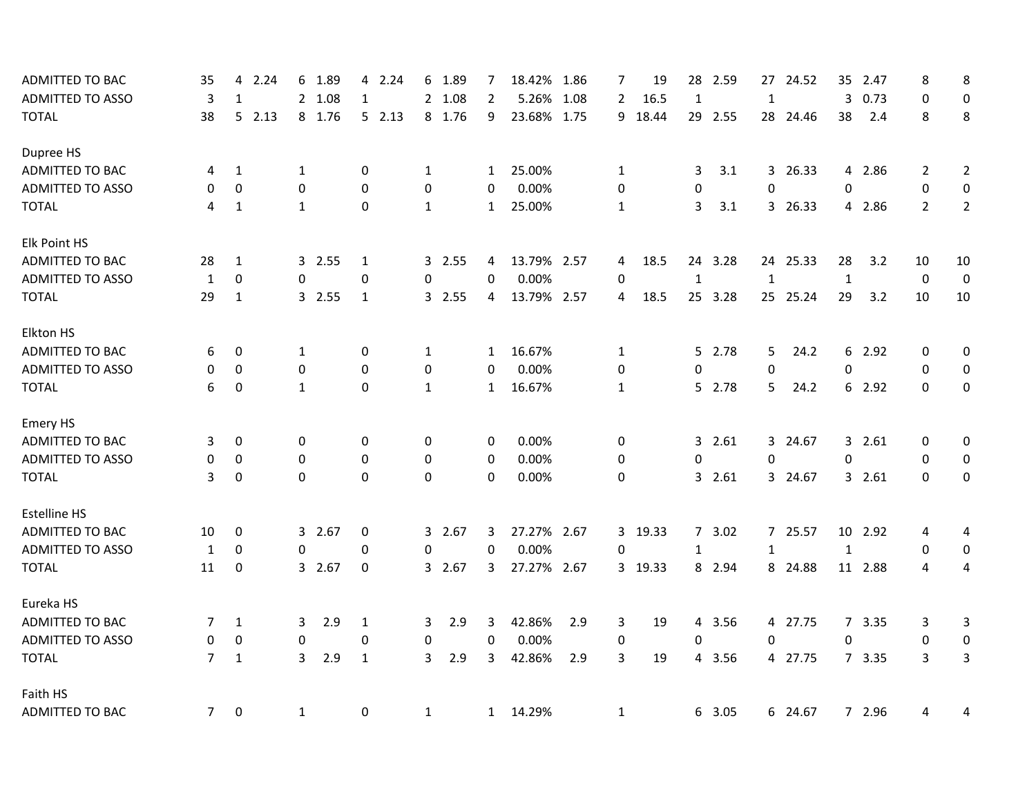| | | | | | | | | | | | | | | | | | | | | | | |
|---|---|---|---|---|---|---|---|---|---|---|---|---|---|---|---|---|---|---|---|---|---|---|
| ADMITTED TO BAC | 35 | 4 | 2.24 | 6 | 1.89 | 4 | 2.24 | 6 | 1.89 | 7 | 18.42% | 1.86 | 7 | 19 | 28 | 2.59 | 27 | 24.52 | 35 | 2.47 | 8 | 8 |
| ADMITTED TO ASSO | 3 | 1 | | 2 | 1.08 | 1 | | 2 | 1.08 | 2 | 5.26% | 1.08 | 2 | 16.5 | 1 | | 1 | | 3 | 0.73 | 0 | 0 |
| TOTAL | 38 | 5 | 2.13 | 8 | 1.76 | 5 | 2.13 | 8 | 1.76 | 9 | 23.68% | 1.75 | 9 | 18.44 | 29 | 2.55 | 28 | 24.46 | 38 | 2.4 | 8 | 8 |
| | | | | | | | | | | | | | | | | | | | | | | |
| Dupree HS | | | | | | | | | | | | | | | | | | | | | | |
| ADMITTED TO BAC | 4 | 1 | | 1 | | 0 | | 1 | | 1 | 25.00% | | 1 | | 3 | 3.1 | 3 | 26.33 | 4 | 2.86 | 2 | 2 |
| ADMITTED TO ASSO | 0 | 0 | | 0 | | 0 | | 0 | | 0 | 0.00% | | 0 | | 0 | | 0 | | 0 | | 0 | 0 |
| TOTAL | 4 | 1 | | 1 | | 0 | | 1 | | 1 | 25.00% | | 1 | | 3 | 3.1 | 3 | 26.33 | 4 | 2.86 | 2 | 2 |
| | | | | | | | | | | | | | | | | | | | | | | |
| Elk Point HS | | | | | | | | | | | | | | | | | | | | | | |
| ADMITTED TO BAC | 28 | 1 | | 3 | 2.55 | 1 | | 3 | 2.55 | 4 | 13.79% | 2.57 | 4 | 18.5 | 24 | 3.28 | 24 | 25.33 | 28 | 3.2 | 10 | 10 |
| ADMITTED TO ASSO | 1 | 0 | | 0 | | 0 | | 0 | | 0 | 0.00% | | 0 | | 1 | | 1 | | 1 | | 0 | 0 |
| TOTAL | 29 | 1 | | 3 | 2.55 | 1 | | 3 | 2.55 | 4 | 13.79% | 2.57 | 4 | 18.5 | 25 | 3.28 | 25 | 25.24 | 29 | 3.2 | 10 | 10 |
| | | | | | | | | | | | | | | | | | | | | | | |
| Elkton HS | | | | | | | | | | | | | | | | | | | | | | |
| ADMITTED TO BAC | 6 | 0 | | 1 | | 0 | | 1 | | 1 | 16.67% | | 1 | | 5 | 2.78 | 5 | 24.2 | 6 | 2.92 | 0 | 0 |
| ADMITTED TO ASSO | 0 | 0 | | 0 | | 0 | | 0 | | 0 | 0.00% | | 0 | | 0 | | 0 | | 0 | | 0 | 0 |
| TOTAL | 6 | 0 | | 1 | | 0 | | 1 | | 1 | 16.67% | | 1 | | 5 | 2.78 | 5 | 24.2 | 6 | 2.92 | 0 | 0 |
| | | | | | | | | | | | | | | | | | | | | | | |
| Emery HS | | | | | | | | | | | | | | | | | | | | | | |
| ADMITTED TO BAC | 3 | 0 | | 0 | | 0 | | 0 | | 0 | 0.00% | | 0 | | 3 | 2.61 | 3 | 24.67 | 3 | 2.61 | 0 | 0 |
| ADMITTED TO ASSO | 0 | 0 | | 0 | | 0 | | 0 | | 0 | 0.00% | | 0 | | 0 | | 0 | | 0 | | 0 | 0 |
| TOTAL | 3 | 0 | | 0 | | 0 | | 0 | | 0 | 0.00% | | 0 | | 3 | 2.61 | 3 | 24.67 | 3 | 2.61 | 0 | 0 |
| | | | | | | | | | | | | | | | | | | | | | | |
| Estelline HS | | | | | | | | | | | | | | | | | | | | | | |
| ADMITTED TO BAC | 10 | 0 | | 3 | 2.67 | 0 | | 3 | 2.67 | 3 | 27.27% | 2.67 | 3 | 19.33 | 7 | 3.02 | 7 | 25.57 | 10 | 2.92 | 4 | 4 |
| ADMITTED TO ASSO | 1 | 0 | | 0 | | 0 | | 0 | | 0 | 0.00% | | 0 | | 1 | | 1 | | 1 | | 0 | 0 |
| TOTAL | 11 | 0 | | 3 | 2.67 | 0 | | 3 | 2.67 | 3 | 27.27% | 2.67 | 3 | 19.33 | 8 | 2.94 | 8 | 24.88 | 11 | 2.88 | 4 | 4 |
| | | | | | | | | | | | | | | | | | | | | | | |
| Eureka HS | | | | | | | | | | | | | | | | | | | | | | |
| ADMITTED TO BAC | 7 | 1 | | 3 | 2.9 | 1 | | 3 | 2.9 | 3 | 42.86% | 2.9 | 3 | 19 | 4 | 3.56 | 4 | 27.75 | 7 | 3.35 | 3 | 3 |
| ADMITTED TO ASSO | 0 | 0 | | 0 | | 0 | | 0 | | 0 | 0.00% | | 0 | | 0 | | 0 | | 0 | | 0 | 0 |
| TOTAL | 7 | 1 | | 3 | 2.9 | 1 | | 3 | 2.9 | 3 | 42.86% | 2.9 | 3 | 19 | 4 | 3.56 | 4 | 27.75 | 7 | 3.35 | 3 | 3 |
| | | | | | | | | | | | | | | | | | | | | | | |
| Faith HS | | | | | | | | | | | | | | | | | | | | | | |
| ADMITTED TO BAC | 7 | 0 | | 1 | | 0 | | 1 | | 1 | 14.29% | | 1 | | 6 | 3.05 | 6 | 24.67 | 7 | 2.96 | 4 | 4 |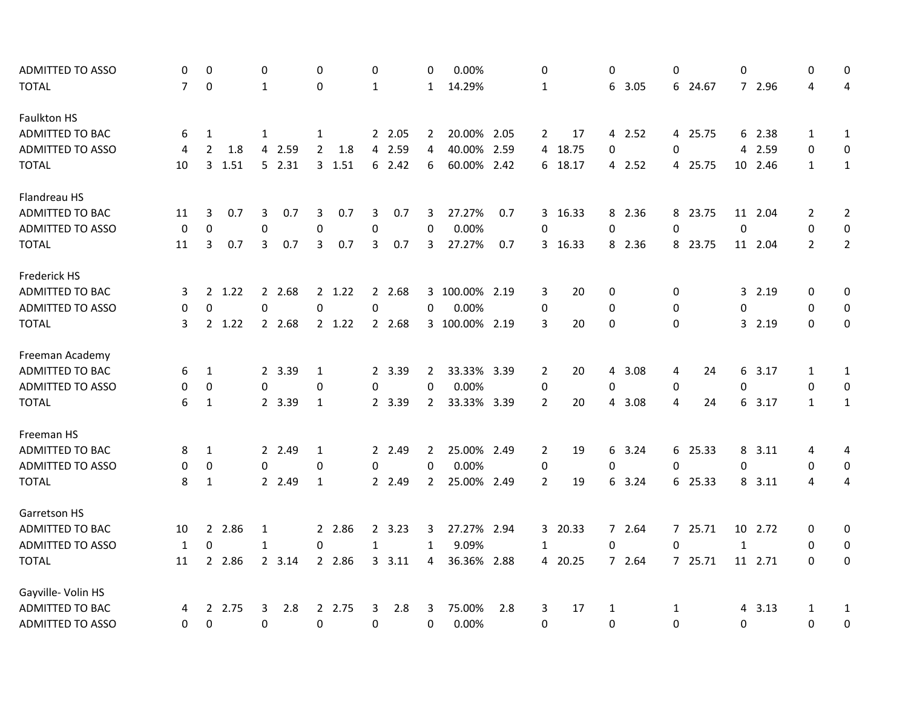| | | | | | | | | | | | | | | | | | | | | | | |
|---|---|---|---|---|---|---|---|---|---|---|---|---|---|---|---|---|---|---|---|---|---|---|
| ADMITTED TO ASSO | 0 | 0 | | 0 | | 0 | | 0 | | 0 | 0.00% | | 0 | | 0 | | 0 | | 0 | | 0 | 0 |
| TOTAL | 7 | 0 | | 1 | | 0 | | 1 | | 1 | 14.29% | | 1 | | 6 | 3.05 | 6 | 24.67 | 7 | 2.96 | 4 | 4 |
| Faulkton HS | | | | | | | | | | | | | | | | | | | | | | |
| ADMITTED TO BAC | 6 | 1 | | 1 | | 1 | | 2 | 2.05 | 2 | 20.00% | 2.05 | 2 | 17 | 4 | 2.52 | 4 | 25.75 | 6 | 2.38 | 1 | 1 |
| ADMITTED TO ASSO | 4 | 2 | 1.8 | 4 | 2.59 | 2 | 1.8 | 4 | 2.59 | 4 | 40.00% | 2.59 | 4 | 18.75 | 0 | | 0 | | 4 | 2.59 | 0 | 0 |
| TOTAL | 10 | 3 | 1.51 | 5 | 2.31 | 3 | 1.51 | 6 | 2.42 | 6 | 60.00% | 2.42 | 6 | 18.17 | 4 | 2.52 | 4 | 25.75 | 10 | 2.46 | 1 | 1 |
| Flandreau HS | | | | | | | | | | | | | | | | | | | | | | |
| ADMITTED TO BAC | 11 | 3 | 0.7 | 3 | 0.7 | 3 | 0.7 | 3 | 0.7 | 3 | 27.27% | 0.7 | 3 | 16.33 | 8 | 2.36 | 8 | 23.75 | 11 | 2.04 | 2 | 2 |
| ADMITTED TO ASSO | 0 | 0 | | 0 | | 0 | | 0 | | 0 | 0.00% | | 0 | | 0 | | 0 | | 0 | | 0 | 0 |
| TOTAL | 11 | 3 | 0.7 | 3 | 0.7 | 3 | 0.7 | 3 | 0.7 | 3 | 27.27% | 0.7 | 3 | 16.33 | 8 | 2.36 | 8 | 23.75 | 11 | 2.04 | 2 | 2 |
| Frederick HS | | | | | | | | | | | | | | | | | | | | | | |
| ADMITTED TO BAC | 3 | 2 | 1.22 | 2 | 2.68 | 2 | 1.22 | 2 | 2.68 | 3 | 100.00% | 2.19 | 3 | 20 | 0 | | 0 | | 3 | 2.19 | 0 | 0 |
| ADMITTED TO ASSO | 0 | 0 | | 0 | | 0 | | 0 | | 0 | 0.00% | | 0 | | 0 | | 0 | | 0 | | 0 | 0 |
| TOTAL | 3 | 2 | 1.22 | 2 | 2.68 | 2 | 1.22 | 2 | 2.68 | 3 | 100.00% | 2.19 | 3 | 20 | 0 | | 0 | | 3 | 2.19 | 0 | 0 |
| Freeman Academy | | | | | | | | | | | | | | | | | | | | | | |
| ADMITTED TO BAC | 6 | 1 | | 2 | 3.39 | 1 | | 2 | 3.39 | 2 | 33.33% | 3.39 | 2 | 20 | 4 | 3.08 | 4 | 24 | 6 | 3.17 | 1 | 1 |
| ADMITTED TO ASSO | 0 | 0 | | 0 | | 0 | | 0 | | 0 | 0.00% | | 0 | | 0 | | 0 | | 0 | | 0 | 0 |
| TOTAL | 6 | 1 | | 2 | 3.39 | 1 | | 2 | 3.39 | 2 | 33.33% | 3.39 | 2 | 20 | 4 | 3.08 | 4 | 24 | 6 | 3.17 | 1 | 1 |
| Freeman HS | | | | | | | | | | | | | | | | | | | | | | |
| ADMITTED TO BAC | 8 | 1 | | 2 | 2.49 | 1 | | 2 | 2.49 | 2 | 25.00% | 2.49 | 2 | 19 | 6 | 3.24 | 6 | 25.33 | 8 | 3.11 | 4 | 4 |
| ADMITTED TO ASSO | 0 | 0 | | 0 | | 0 | | 0 | | 0 | 0.00% | | 0 | | 0 | | 0 | | 0 | | 0 | 0 |
| TOTAL | 8 | 1 | | 2 | 2.49 | 1 | | 2 | 2.49 | 2 | 25.00% | 2.49 | 2 | 19 | 6 | 3.24 | 6 | 25.33 | 8 | 3.11 | 4 | 4 |
| Garretson HS | | | | | | | | | | | | | | | | | | | | | | |
| ADMITTED TO BAC | 10 | 2 | 2.86 | 1 | | 2 | 2.86 | 2 | 3.23 | 3 | 27.27% | 2.94 | 3 | 20.33 | 7 | 2.64 | 7 | 25.71 | 10 | 2.72 | 0 | 0 |
| ADMITTED TO ASSO | 1 | 0 | | 1 | | 0 | | 1 | | 1 | 9.09% | | 1 | | 0 | | 0 | | 1 | | 0 | 0 |
| TOTAL | 11 | 2 | 2.86 | 2 | 3.14 | 2 | 2.86 | 3 | 3.11 | 4 | 36.36% | 2.88 | 4 | 20.25 | 7 | 2.64 | 7 | 25.71 | 11 | 2.71 | 0 | 0 |
| Gayville- Volin HS | | | | | | | | | | | | | | | | | | | | | | |
| ADMITTED TO BAC | 4 | 2 | 2.75 | 3 | 2.8 | 2 | 2.75 | 3 | 2.8 | 3 | 75.00% | 2.8 | 3 | 17 | 1 | | 1 | | 4 | 3.13 | 1 | 1 |
| ADMITTED TO ASSO | 0 | 0 | | 0 | | 0 | | 0 | | 0 | 0.00% | | 0 | | 0 | | 0 | | 0 | | 0 | 0 |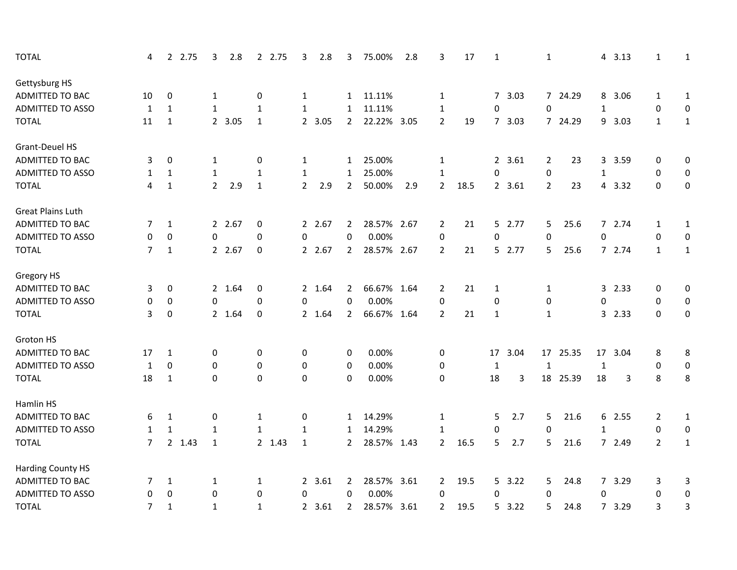| | | | | | | | | | | | | | | | | | | | | | |
|---|---|---|---|---|---|---|---|---|---|---|---|---|---|---|---|---|---|---|---|---|---|
| TOTAL | 4 | 2 | 2.75 | 3 | 2.8 | 2 | 2.75 | 3 | 2.8 | 3 | 75.00% | 2.8 | 3 | 17 | 1 | | 1 | | 4 | 3.13 | 1 | 1 |
| Gettysburg HS | | | | | | | | | | | | | | | | | | | | | | |
| ADMITTED TO BAC | 10 | 0 | | 1 | | 0 | | 1 | | 1 | 11.11% | | 1 | | 7 | 3.03 | 7 | 24.29 | 8 | 3.06 | 1 | 1 |
| ADMITTED TO ASSO | 1 | 1 | | 1 | | 1 | | 1 | | 1 | 11.11% | | 1 | | 0 | | 0 | | 1 | | 0 | 0 |
| TOTAL | 11 | 1 | | 2 | 3.05 | 1 | | 2 | 3.05 | 2 | 22.22% | 3.05 | 2 | 19 | 7 | 3.03 | 7 | 24.29 | 9 | 3.03 | 1 | 1 |
| Grant-Deuel HS | | | | | | | | | | | | | | | | | | | | | | |
| ADMITTED TO BAC | 3 | 0 | | 1 | | 0 | | 1 | | 1 | 25.00% | | 1 | | 2 | 3.61 | 2 | 23 | 3 | 3.59 | 0 | 0 |
| ADMITTED TO ASSO | 1 | 1 | | 1 | | 1 | | 1 | | 1 | 25.00% | | 1 | | 0 | | 0 | | 1 | | 0 | 0 |
| TOTAL | 4 | 1 | | 2 | 2.9 | 1 | | 2 | 2.9 | 2 | 50.00% | 2.9 | 2 | 18.5 | 2 | 3.61 | 2 | 23 | 4 | 3.32 | 0 | 0 |
| Great Plains Luth | | | | | | | | | | | | | | | | | | | | | | |
| ADMITTED TO BAC | 7 | 1 | | 2 | 2.67 | 0 | | 2 | 2.67 | 2 | 28.57% | 2.67 | 2 | 21 | 5 | 2.77 | 5 | 25.6 | 7 | 2.74 | 1 | 1 |
| ADMITTED TO ASSO | 0 | 0 | | 0 | | 0 | | 0 | | 0 | 0.00% | | 0 | | 0 | | 0 | | 0 | | 0 | 0 |
| TOTAL | 7 | 1 | | 2 | 2.67 | 0 | | 2 | 2.67 | 2 | 28.57% | 2.67 | 2 | 21 | 5 | 2.77 | 5 | 25.6 | 7 | 2.74 | 1 | 1 |
| Gregory HS | | | | | | | | | | | | | | | | | | | | | | |
| ADMITTED TO BAC | 3 | 0 | | 2 | 1.64 | 0 | | 2 | 1.64 | 2 | 66.67% | 1.64 | 2 | 21 | 1 | | 1 | | 3 | 2.33 | 0 | 0 |
| ADMITTED TO ASSO | 0 | 0 | | 0 | | 0 | | 0 | | 0 | 0.00% | | 0 | | 0 | | 0 | | 0 | | 0 | 0 |
| TOTAL | 3 | 0 | | 2 | 1.64 | 0 | | 2 | 1.64 | 2 | 66.67% | 1.64 | 2 | 21 | 1 | | 1 | | 3 | 2.33 | 0 | 0 |
| Groton HS | | | | | | | | | | | | | | | | | | | | | | |
| ADMITTED TO BAC | 17 | 1 | | 0 | | 0 | | 0 | | 0 | 0.00% | | 0 | | 17 | 3.04 | 17 | 25.35 | 17 | 3.04 | 8 | 8 |
| ADMITTED TO ASSO | 1 | 0 | | 0 | | 0 | | 0 | | 0 | 0.00% | | 0 | | 1 | | 1 | | 1 | | 0 | 0 |
| TOTAL | 18 | 1 | | 0 | | 0 | | 0 | | 0 | 0.00% | | 0 | | 18 | 3 | 18 | 25.39 | 18 | 3 | 8 | 8 |
| Hamlin HS | | | | | | | | | | | | | | | | | | | | | | |
| ADMITTED TO BAC | 6 | 1 | | 0 | | 1 | | 0 | | 1 | 14.29% | | 1 | | 5 | 2.7 | 5 | 21.6 | 6 | 2.55 | 2 | 1 |
| ADMITTED TO ASSO | 1 | 1 | | 1 | | 1 | | 1 | | 1 | 14.29% | | 1 | | 0 | | 0 | | 1 | | 0 | 0 |
| TOTAL | 7 | 2 | 1.43 | 1 | | 2 | 1.43 | 1 | | 2 | 28.57% | 1.43 | 2 | 16.5 | 5 | 2.7 | 5 | 21.6 | 7 | 2.49 | 2 | 1 |
| Harding County HS | | | | | | | | | | | | | | | | | | | | | | |
| ADMITTED TO BAC | 7 | 1 | | 1 | | 1 | | 2 | 3.61 | 2 | 28.57% | 3.61 | 2 | 19.5 | 5 | 3.22 | 5 | 24.8 | 7 | 3.29 | 3 | 3 |
| ADMITTED TO ASSO | 0 | 0 | | 0 | | 0 | | 0 | | 0 | 0.00% | | 0 | | 0 | | 0 | | 0 | | 0 | 0 |
| TOTAL | 7 | 1 | | 1 | | 1 | | 2 | 3.61 | 2 | 28.57% | 3.61 | 2 | 19.5 | 5 | 3.22 | 5 | 24.8 | 7 | 3.29 | 3 | 3 |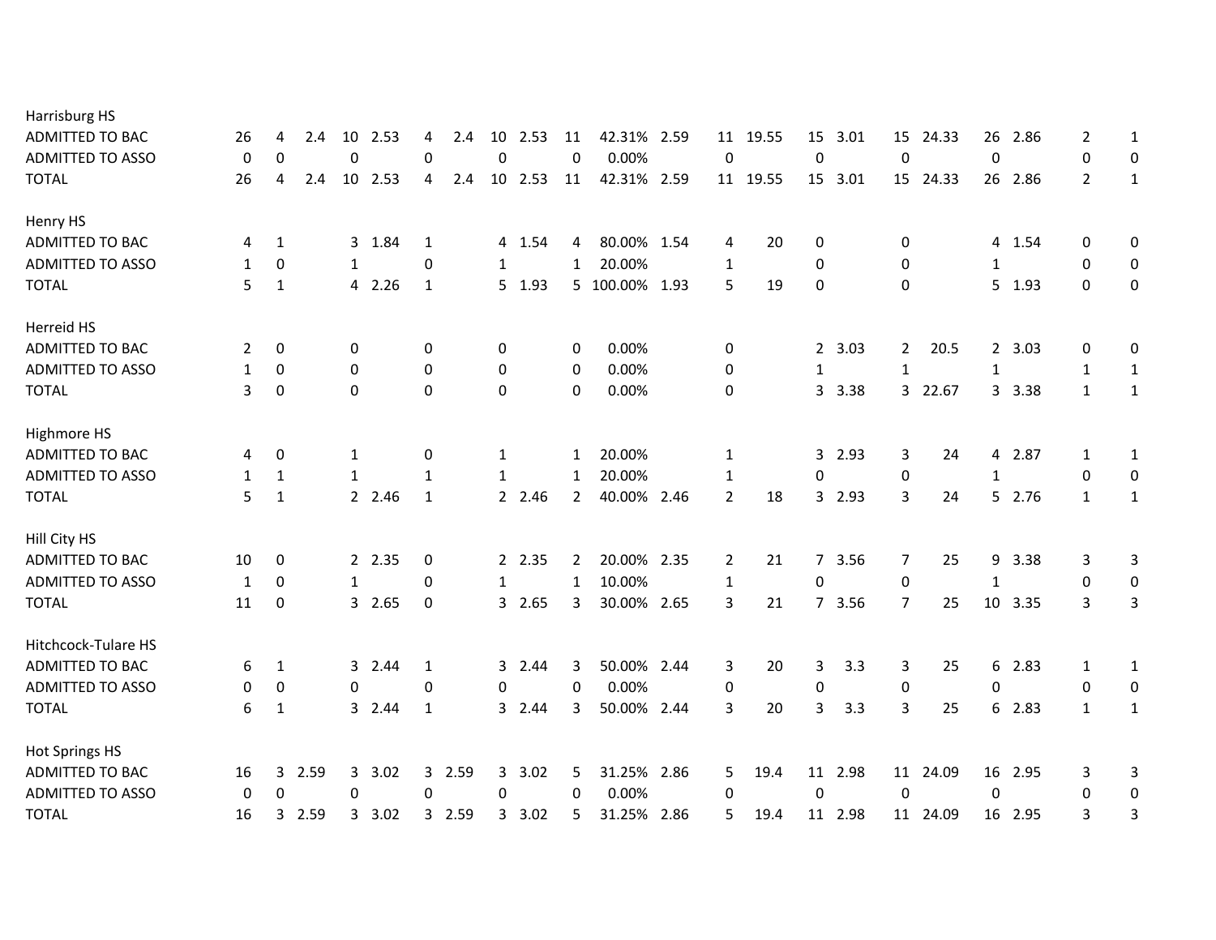| | | | | | | | | | | | | | | | | | | | | | |
|---|---|---|---|---|---|---|---|---|---|---|---|---|---|---|---|---|---|---|---|---|---|
| **Harrisburg HS** | | | | | | | | | | | | | | | | | | | | | |
| ADMITTED TO BAC | 26 | 4 | 2.4 | 10 | 2.53 | 4 | 2.4 | 10 | 2.53 | 11 | 42.31% | 2.59 | 11 | 19.55 | 15 | 3.01 | 15 | 24.33 | 26 | 2.86 | 2 | 1 |
| ADMITTED TO ASSO | 0 | 0 | | 0 | | 0 | | 0 | | 0 | 0.00% | | 0 | | 0 | | 0 | | 0 | | 0 | 0 |
| TOTAL | 26 | 4 | 2.4 | 10 | 2.53 | 4 | 2.4 | 10 | 2.53 | 11 | 42.31% | 2.59 | 11 | 19.55 | 15 | 3.01 | 15 | 24.33 | 26 | 2.86 | 2 | 1 |
| **Henry HS** | | | | | | | | | | | | | | | | | | | | | |
| ADMITTED TO BAC | 4 | 1 | | 3 | 1.84 | 1 | | 4 | 1.54 | 4 | 80.00% | 1.54 | 4 | 20 | 0 | | 0 | | 4 | 1.54 | 0 | 0 |
| ADMITTED TO ASSO | 1 | 0 | | 1 | | 0 | | 1 | | 1 | 20.00% | | 1 | | 0 | | 0 | | 1 | | 0 | 0 |
| TOTAL | 5 | 1 | | 4 | 2.26 | 1 | | 5 | 1.93 | 5 | 100.00% | 1.93 | 5 | 19 | 0 | | 0 | | 5 | 1.93 | 0 | 0 |
| **Herreid HS** | | | | | | | | | | | | | | | | | | | | | |
| ADMITTED TO BAC | 2 | 0 | | 0 | | 0 | | 0 | | 0 | 0.00% | | 0 | | 2 | 3.03 | 2 | 20.5 | 2 | 3.03 | 0 | 0 |
| ADMITTED TO ASSO | 1 | 0 | | 0 | | 0 | | 0 | | 0 | 0.00% | | 0 | | 1 | | 1 | | 1 | | 1 | 1 |
| TOTAL | 3 | 0 | | 0 | | 0 | | 0 | | 0 | 0.00% | | 0 | | 3 | 3.38 | 3 | 22.67 | 3 | 3.38 | 1 | 1 |
| **Highmore HS** | | | | | | | | | | | | | | | | | | | | | |
| ADMITTED TO BAC | 4 | 0 | | 1 | | 0 | | 1 | | 1 | 20.00% | | 1 | | 3 | 2.93 | 3 | 24 | 4 | 2.87 | 1 | 1 |
| ADMITTED TO ASSO | 1 | 1 | | 1 | | 1 | | 1 | | 1 | 20.00% | | 1 | | 0 | | 0 | | 1 | | 0 | 0 |
| TOTAL | 5 | 1 | | 2 | 2.46 | 1 | | 2 | 2.46 | 2 | 40.00% | 2.46 | 2 | 18 | 3 | 2.93 | 3 | 24 | 5 | 2.76 | 1 | 1 |
| **Hill City HS** | | | | | | | | | | | | | | | | | | | | | |
| ADMITTED TO BAC | 10 | 0 | | 2 | 2.35 | 0 | | 2 | 2.35 | 2 | 20.00% | 2.35 | 2 | 21 | 7 | 3.56 | 7 | 25 | 9 | 3.38 | 3 | 3 |
| ADMITTED TO ASSO | 1 | 0 | | 1 | | 0 | | 1 | | 1 | 10.00% | | 1 | | 0 | | 0 | | 1 | | 0 | 0 |
| TOTAL | 11 | 0 | | 3 | 2.65 | 0 | | 3 | 2.65 | 3 | 30.00% | 2.65 | 3 | 21 | 7 | 3.56 | 7 | 25 | 10 | 3.35 | 3 | 3 |
| **Hitchcock-Tulare HS** | | | | | | | | | | | | | | | | | | | | | |
| ADMITTED TO BAC | 6 | 1 | | 3 | 2.44 | 1 | | 3 | 2.44 | 3 | 50.00% | 2.44 | 3 | 20 | 3 | 3.3 | 3 | 25 | 6 | 2.83 | 1 | 1 |
| ADMITTED TO ASSO | 0 | 0 | | 0 | | 0 | | 0 | | 0 | 0.00% | | 0 | | 0 | | 0 | | 0 | | 0 | 0 |
| TOTAL | 6 | 1 | | 3 | 2.44 | 1 | | 3 | 2.44 | 3 | 50.00% | 2.44 | 3 | 20 | 3 | 3.3 | 3 | 25 | 6 | 2.83 | 1 | 1 |
| **Hot Springs HS** | | | | | | | | | | | | | | | | | | | | | |
| ADMITTED TO BAC | 16 | 3 | 2.59 | 3 | 3.02 | 3 | 2.59 | 3 | 3.02 | 5 | 31.25% | 2.86 | 5 | 19.4 | 11 | 2.98 | 11 | 24.09 | 16 | 2.95 | 3 | 3 |
| ADMITTED TO ASSO | 0 | 0 | | 0 | | 0 | | 0 | | 0 | 0.00% | | 0 | | 0 | | 0 | | 0 | | 0 | 0 |
| TOTAL | 16 | 3 | 2.59 | 3 | 3.02 | 3 | 2.59 | 3 | 3.02 | 5 | 31.25% | 2.86 | 5 | 19.4 | 11 | 2.98 | 11 | 24.09 | 16 | 2.95 | 3 | 3 |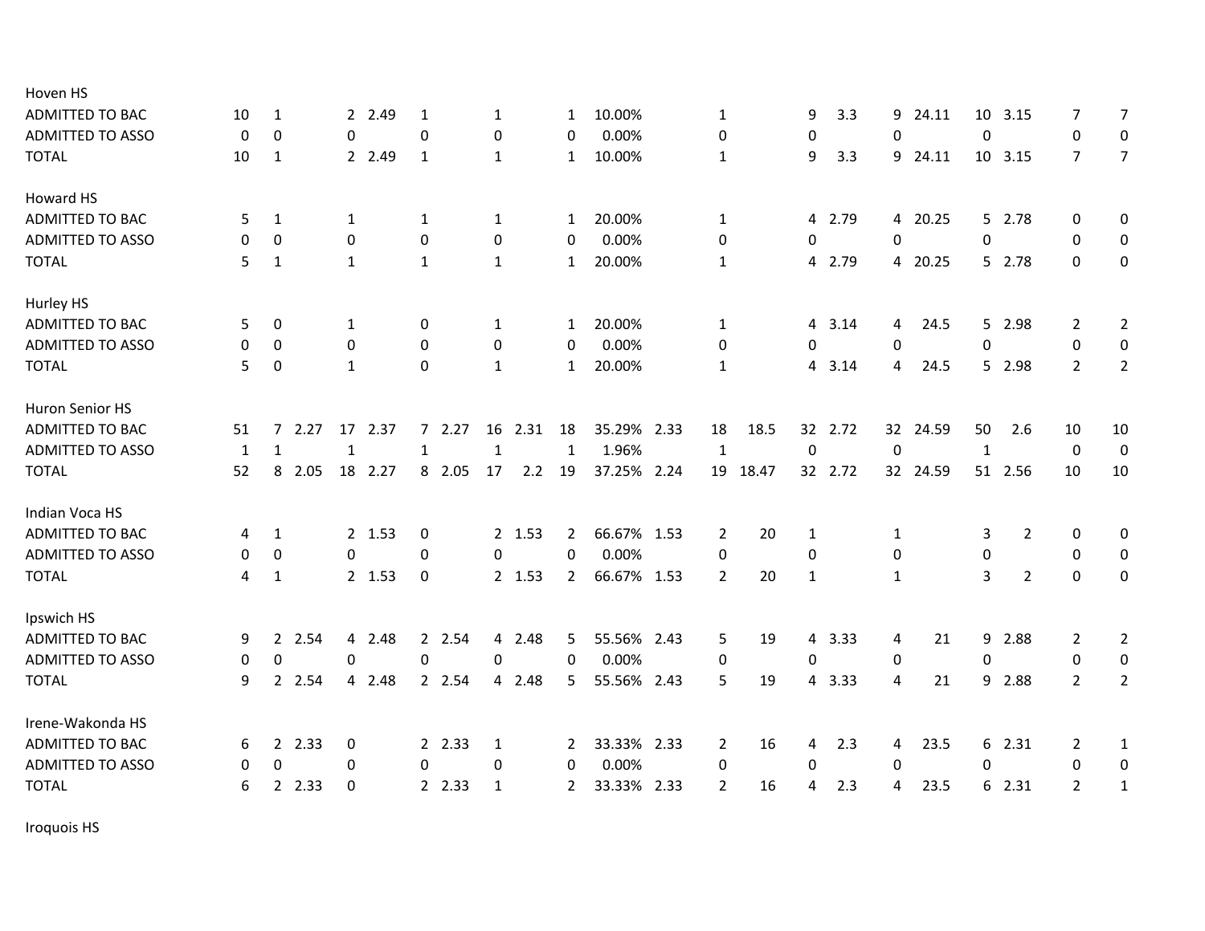| | | | | | | | | | | | | | | | | | | | | | |
|---|---|---|---|---|---|---|---|---|---|---|---|---|---|---|---|---|---|---|---|---|---|
| Hoven HS | | | | | | | | | | | | | | | | | | | | | |
| ADMITTED TO BAC | 10 | 1 | | 2 | 2.49 | 1 | | 1 | | 1 | 10.00% | | 1 | | 9 | 3.3 | 9 | 24.11 | 10 | 3.15 | 7 | 7 |
| ADMITTED TO ASSO | 0 | 0 | | 0 | | 0 | | 0 | | 0 | 0.00% | | 0 | | 0 | | 0 | | 0 | | 0 | 0 |
| TOTAL | 10 | 1 | | 2 | 2.49 | 1 | | 1 | | 1 | 10.00% | | 1 | | 9 | 3.3 | 9 | 24.11 | 10 | 3.15 | 7 | 7 |
| | | | | | | | | | | | | | | | | | | | | | |
| Howard HS | | | | | | | | | | | | | | | | | | | | | |
| ADMITTED TO BAC | 5 | 1 | | 1 | | 1 | | 1 | | 1 | 20.00% | | 1 | | 4 | 2.79 | 4 | 20.25 | 5 | 2.78 | 0 | 0 |
| ADMITTED TO ASSO | 0 | 0 | | 0 | | 0 | | 0 | | 0 | 0.00% | | 0 | | 0 | | 0 | | 0 | | 0 | 0 |
| TOTAL | 5 | 1 | | 1 | | 1 | | 1 | | 1 | 20.00% | | 1 | | 4 | 2.79 | 4 | 20.25 | 5 | 2.78 | 0 | 0 |
| | | | | | | | | | | | | | | | | | | | | | |
| Hurley HS | | | | | | | | | | | | | | | | | | | | | |
| ADMITTED TO BAC | 5 | 0 | | 1 | | 0 | | 1 | | 1 | 20.00% | | 1 | | 4 | 3.14 | 4 | 24.5 | 5 | 2.98 | 2 | 2 |
| ADMITTED TO ASSO | 0 | 0 | | 0 | | 0 | | 0 | | 0 | 0.00% | | 0 | | 0 | | 0 | | 0 | | 0 | 0 |
| TOTAL | 5 | 0 | | 1 | | 0 | | 1 | | 1 | 20.00% | | 1 | | 4 | 3.14 | 4 | 24.5 | 5 | 2.98 | 2 | 2 |
| | | | | | | | | | | | | | | | | | | | | | |
| Huron Senior HS | | | | | | | | | | | | | | | | | | | | | |
| ADMITTED TO BAC | 51 | 7 | 2.27 | 17 | 2.37 | 7 | 2.27 | 16 | 2.31 | 18 | 35.29% | 2.33 | 18 | 18.5 | 32 | 2.72 | 32 | 24.59 | 50 | 2.6 | 10 | 10 |
| ADMITTED TO ASSO | 1 | 1 | | 1 | | 1 | | 1 | | 1 | 1.96% | | 1 | | 0 | | 0 | | 1 | | 0 | 0 |
| TOTAL | 52 | 8 | 2.05 | 18 | 2.27 | 8 | 2.05 | 17 | 2.2 | 19 | 37.25% | 2.24 | 19 | 18.47 | 32 | 2.72 | 32 | 24.59 | 51 | 2.56 | 10 | 10 |
| | | | | | | | | | | | | | | | | | | | | | |
| Indian Voca HS | | | | | | | | | | | | | | | | | | | | | |
| ADMITTED TO BAC | 4 | 1 | | 2 | 1.53 | 0 | | 2 | 1.53 | 2 | 66.67% | 1.53 | 2 | 20 | 1 | | 1 | | 3 | 2 | 0 | 0 |
| ADMITTED TO ASSO | 0 | 0 | | 0 | | 0 | | 0 | | 0 | 0.00% | | 0 | | 0 | | 0 | | 0 | | 0 | 0 |
| TOTAL | 4 | 1 | | 2 | 1.53 | 0 | | 2 | 1.53 | 2 | 66.67% | 1.53 | 2 | 20 | 1 | | 1 | | 3 | 2 | 0 | 0 |
| | | | | | | | | | | | | | | | | | | | | | |
| Ipswich HS | | | | | | | | | | | | | | | | | | | | | |
| ADMITTED TO BAC | 9 | 2 | 2.54 | 4 | 2.48 | 2 | 2.54 | 4 | 2.48 | 5 | 55.56% | 2.43 | 5 | 19 | 4 | 3.33 | 4 | 21 | 9 | 2.88 | 2 | 2 |
| ADMITTED TO ASSO | 0 | 0 | | 0 | | 0 | | 0 | | 0 | 0.00% | | 0 | | 0 | | 0 | | 0 | | 0 | 0 |
| TOTAL | 9 | 2 | 2.54 | 4 | 2.48 | 2 | 2.54 | 4 | 2.48 | 5 | 55.56% | 2.43 | 5 | 19 | 4 | 3.33 | 4 | 21 | 9 | 2.88 | 2 | 2 |
| | | | | | | | | | | | | | | | | | | | | | |
| Irene-Wakonda HS | | | | | | | | | | | | | | | | | | | | | |
| ADMITTED TO BAC | 6 | 2 | 2.33 | 0 | | 2 | 2.33 | 1 | | 2 | 33.33% | 2.33 | 2 | 16 | 4 | 2.3 | 4 | 23.5 | 6 | 2.31 | 2 | 1 |
| ADMITTED TO ASSO | 0 | 0 | | 0 | | 0 | | 0 | | 0 | 0.00% | | 0 | | 0 | | 0 | | 0 | | 0 | 0 |
| TOTAL | 6 | 2 | 2.33 | 0 | | 2 | 2.33 | 1 | | 2 | 33.33% | 2.33 | 2 | 16 | 4 | 2.3 | 4 | 23.5 | 6 | 2.31 | 2 | 1 |
| | | | | | | | | | | | | | | | | | | | | | |
| Iroquois HS | | | | | | | | | | | | | | | | | | | | | |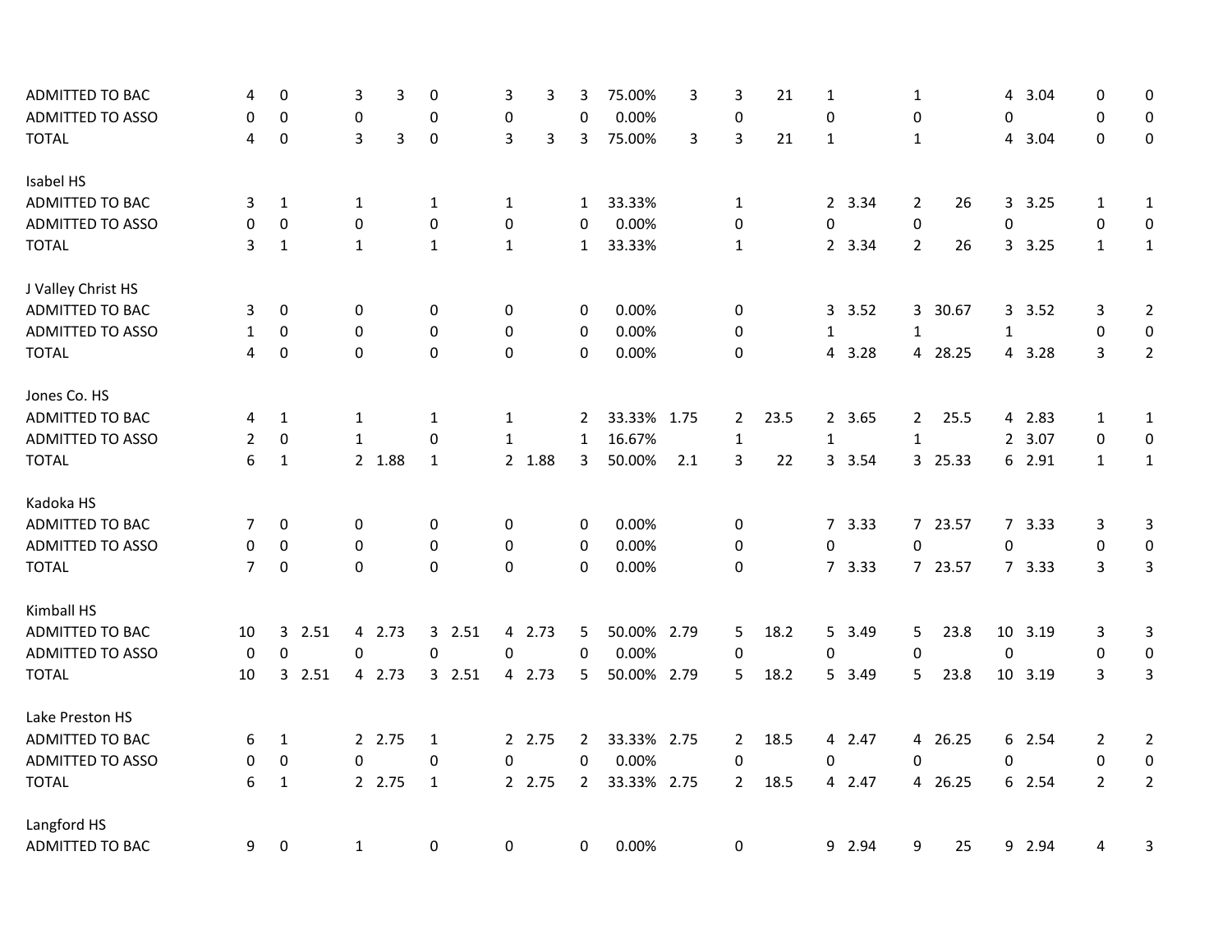| | | | | | | | | | | | | | | | | | | | | | | |
|---|---|---|---|---|---|---|---|---|---|---|---|---|---|---|---|---|---|---|---|---|---|---|
| ADMITTED TO BAC | 4 | 0 | | 3 | 3 | 0 | | 3 | 3 | 3 | 75.00% | 3 | 3 | 21 | 1 | | 1 | | 4 | 3.04 | 0 | 0 |
| ADMITTED TO ASSO | 0 | 0 | | 0 | | 0 | | 0 | | 0 | 0.00% | | 0 | | 0 | | 0 | | 0 | | 0 | 0 |
| TOTAL | 4 | 0 | | 3 | 3 | 0 | | 3 | 3 | 3 | 75.00% | 3 | 3 | 21 | 1 | | 1 | | 4 | 3.04 | 0 | 0 |
| Isabel HS | | | | | | | | | | | | | | | | | | | | | | |
| ADMITTED TO BAC | 3 | 1 | | 1 | | 1 | | 1 | | 1 | 33.33% | | 1 | | 2 | 3.34 | 2 | 26 | 3 | 3.25 | 1 | 1 |
| ADMITTED TO ASSO | 0 | 0 | | 0 | | 0 | | 0 | | 0 | 0.00% | | 0 | | 0 | | 0 | | 0 | | 0 | 0 |
| TOTAL | 3 | 1 | | 1 | | 1 | | 1 | | 1 | 33.33% | | 1 | | 2 | 3.34 | 2 | 26 | 3 | 3.25 | 1 | 1 |
| J Valley Christ HS | | | | | | | | | | | | | | | | | | | | | | |
| ADMITTED TO BAC | 3 | 0 | | 0 | | 0 | | 0 | | 0 | 0.00% | | 0 | | 3 | 3.52 | 3 | 30.67 | 3 | 3.52 | 3 | 2 |
| ADMITTED TO ASSO | 1 | 0 | | 0 | | 0 | | 0 | | 0 | 0.00% | | 0 | | 1 | | 1 | | 1 | | 0 | 0 |
| TOTAL | 4 | 0 | | 0 | | 0 | | 0 | | 0 | 0.00% | | 0 | | 4 | 3.28 | 4 | 28.25 | 4 | 3.28 | 3 | 2 |
| Jones Co. HS | | | | | | | | | | | | | | | | | | | | | | |
| ADMITTED TO BAC | 4 | 1 | | 1 | | 1 | | 1 | | 2 | 33.33% | 1.75 | 2 | 23.5 | 2 | 3.65 | 2 | 25.5 | 4 | 2.83 | 1 | 1 |
| ADMITTED TO ASSO | 2 | 0 | | 1 | | 0 | | 1 | | 1 | 16.67% | | 1 | | 1 | | 1 | | 2 | 3.07 | 0 | 0 |
| TOTAL | 6 | 1 | | 2 | 1.88 | 1 | | 2 | 1.88 | 3 | 50.00% | 2.1 | 3 | 22 | 3 | 3.54 | 3 | 25.33 | 6 | 2.91 | 1 | 1 |
| Kadoka HS | | | | | | | | | | | | | | | | | | | | | | |
| ADMITTED TO BAC | 7 | 0 | | 0 | | 0 | | 0 | | 0 | 0.00% | | 0 | | 7 | 3.33 | 7 | 23.57 | 7 | 3.33 | 3 | 3 |
| ADMITTED TO ASSO | 0 | 0 | | 0 | | 0 | | 0 | | 0 | 0.00% | | 0 | | 0 | | 0 | | 0 | | 0 | 0 |
| TOTAL | 7 | 0 | | 0 | | 0 | | 0 | | 0 | 0.00% | | 0 | | 7 | 3.33 | 7 | 23.57 | 7 | 3.33 | 3 | 3 |
| Kimball HS | | | | | | | | | | | | | | | | | | | | | | |
| ADMITTED TO BAC | 10 | 3 | 2.51 | 4 | 2.73 | 3 | 2.51 | 4 | 2.73 | 5 | 50.00% | 2.79 | 5 | 18.2 | 5 | 3.49 | 5 | 23.8 | 10 | 3.19 | 3 | 3 |
| ADMITTED TO ASSO | 0 | 0 | | 0 | | 0 | | 0 | | 0 | 0.00% | | 0 | | 0 | | 0 | | 0 | | 0 | 0 |
| TOTAL | 10 | 3 | 2.51 | 4 | 2.73 | 3 | 2.51 | 4 | 2.73 | 5 | 50.00% | 2.79 | 5 | 18.2 | 5 | 3.49 | 5 | 23.8 | 10 | 3.19 | 3 | 3 |
| Lake Preston HS | | | | | | | | | | | | | | | | | | | | | | |
| ADMITTED TO BAC | 6 | 1 | | 2 | 2.75 | 1 | | 2 | 2.75 | 2 | 33.33% | 2.75 | 2 | 18.5 | 4 | 2.47 | 4 | 26.25 | 6 | 2.54 | 2 | 2 |
| ADMITTED TO ASSO | 0 | 0 | | 0 | | 0 | | 0 | | 0 | 0.00% | | 0 | | 0 | | 0 | | 0 | | 0 | 0 |
| TOTAL | 6 | 1 | | 2 | 2.75 | 1 | | 2 | 2.75 | 2 | 33.33% | 2.75 | 2 | 18.5 | 4 | 2.47 | 4 | 26.25 | 6 | 2.54 | 2 | 2 |
| Langford HS | | | | | | | | | | | | | | | | | | | | | | |
| ADMITTED TO BAC | 9 | 0 | | 1 | | 0 | | 0 | | 0 | 0.00% | | 0 | | 9 | 2.94 | 9 | 25 | 9 | 2.94 | 4 | 3 |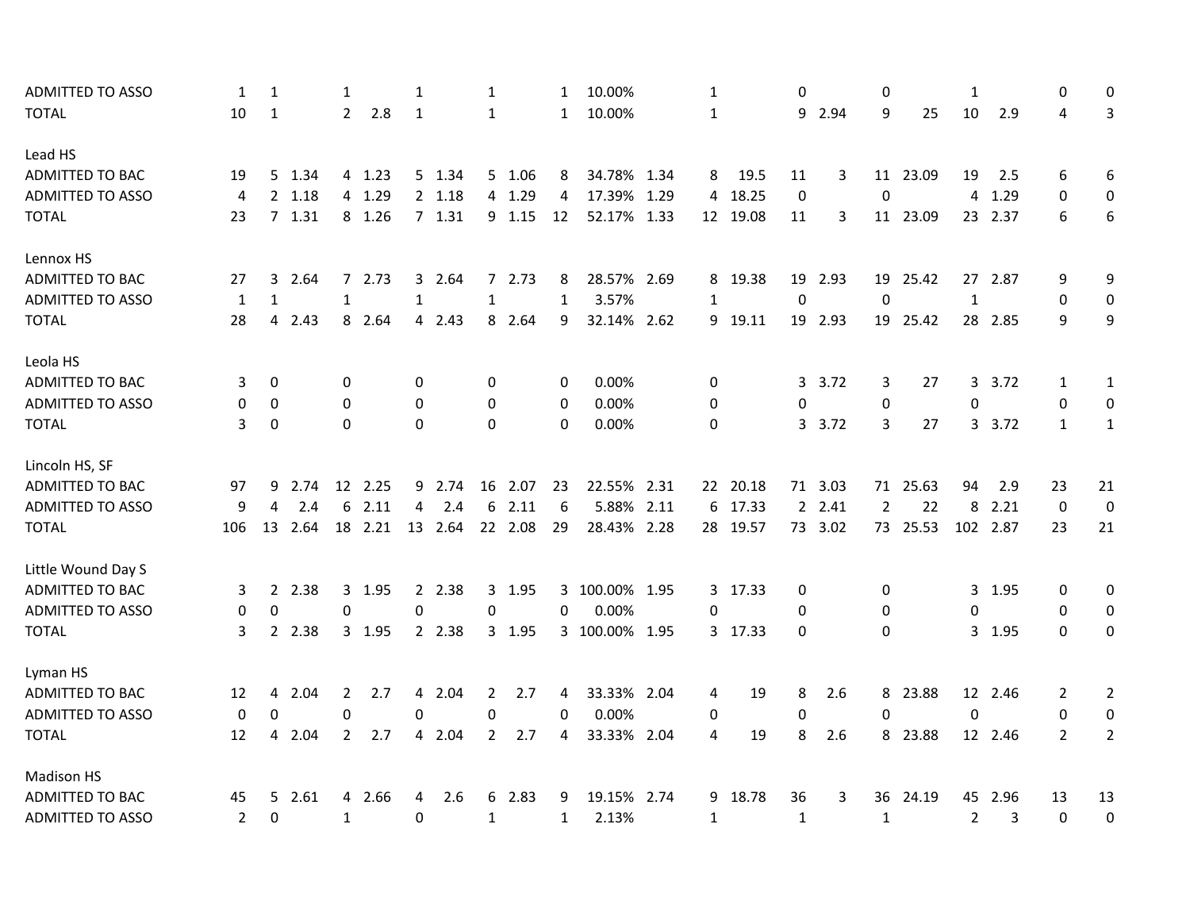| | | | | | | | | | | | | | | | | | | | | | | |
|---|---|---|---|---|---|---|---|---|---|---|---|---|---|---|---|---|---|---|---|---|---|---|
| ADMITTED TO ASSO | 1 | 1 | | 1 | | 1 | | 1 | | 1 | 10.00% | | 1 | | 0 | | 0 | | 1 | | 0 | 0 |
| TOTAL | 10 | 1 | | 2 | 2.8 | 1 | | 1 | | 1 | 10.00% | | 1 | | 9 | 2.94 | 9 | 25 | 10 | 2.9 | 4 | 3 |
| | | | | | | | | | | | | | | | | | | | | | | |
| Lead HS | | | | | | | | | | | | | | | | | | | | | | |
| ADMITTED TO BAC | 19 | 5 | 1.34 | 4 | 1.23 | 5 | 1.34 | 5 | 1.06 | 8 | 34.78% | 1.34 | 8 | 19.5 | 11 | 3 | 11 | 23.09 | 19 | 2.5 | 6 | 6 |
| ADMITTED TO ASSO | 4 | 2 | 1.18 | 4 | 1.29 | 2 | 1.18 | 4 | 1.29 | 4 | 17.39% | 1.29 | 4 | 18.25 | 0 | | 0 | | 4 | 1.29 | 0 | 0 |
| TOTAL | 23 | 7 | 1.31 | 8 | 1.26 | 7 | 1.31 | 9 | 1.15 | 12 | 52.17% | 1.33 | 12 | 19.08 | 11 | 3 | 11 | 23.09 | 23 | 2.37 | 6 | 6 |
| | | | | | | | | | | | | | | | | | | | | | | |
| Lennox HS | | | | | | | | | | | | | | | | | | | | | | |
| ADMITTED TO BAC | 27 | 3 | 2.64 | 7 | 2.73 | 3 | 2.64 | 7 | 2.73 | 8 | 28.57% | 2.69 | 8 | 19.38 | 19 | 2.93 | 19 | 25.42 | 27 | 2.87 | 9 | 9 |
| ADMITTED TO ASSO | 1 | 1 | | 1 | | 1 | | 1 | | 1 | 3.57% | | 1 | | 0 | | 0 | | 1 | | 0 | 0 |
| TOTAL | 28 | 4 | 2.43 | 8 | 2.64 | 4 | 2.43 | 8 | 2.64 | 9 | 32.14% | 2.62 | 9 | 19.11 | 19 | 2.93 | 19 | 25.42 | 28 | 2.85 | 9 | 9 |
| | | | | | | | | | | | | | | | | | | | | | | |
| Leola HS | | | | | | | | | | | | | | | | | | | | | | |
| ADMITTED TO BAC | 3 | 0 | | 0 | | 0 | | 0 | | 0 | 0.00% | | 0 | | 3 | 3.72 | 3 | 27 | 3 | 3.72 | 1 | 1 |
| ADMITTED TO ASSO | 0 | 0 | | 0 | | 0 | | 0 | | 0 | 0.00% | | 0 | | 0 | | 0 | | 0 | | 0 | 0 |
| TOTAL | 3 | 0 | | 0 | | 0 | | 0 | | 0 | 0.00% | | 0 | | 3 | 3.72 | 3 | 27 | 3 | 3.72 | 1 | 1 |
| | | | | | | | | | | | | | | | | | | | | | | |
| Lincoln HS, SF | | | | | | | | | | | | | | | | | | | | | | |
| ADMITTED TO BAC | 97 | 9 | 2.74 | 12 | 2.25 | 9 | 2.74 | 16 | 2.07 | 23 | 22.55% | 2.31 | 22 | 20.18 | 71 | 3.03 | 71 | 25.63 | 94 | 2.9 | 23 | 21 |
| ADMITTED TO ASSO | 9 | 4 | 2.4 | 6 | 2.11 | 4 | 2.4 | 6 | 2.11 | 6 | 5.88% | 2.11 | 6 | 17.33 | 2 | 2.41 | 2 | 22 | 8 | 2.21 | 0 | 0 |
| TOTAL | 106 | 13 | 2.64 | 18 | 2.21 | 13 | 2.64 | 22 | 2.08 | 29 | 28.43% | 2.28 | 28 | 19.57 | 73 | 3.02 | 73 | 25.53 | 102 | 2.87 | 23 | 21 |
| | | | | | | | | | | | | | | | | | | | | | | |
| Little Wound Day S | | | | | | | | | | | | | | | | | | | | | | |
| ADMITTED TO BAC | 3 | 2 | 2.38 | 3 | 1.95 | 2 | 2.38 | 3 | 1.95 | 3 | 100.00% | 1.95 | 3 | 17.33 | 0 | | 0 | | 3 | 1.95 | 0 | 0 |
| ADMITTED TO ASSO | 0 | 0 | | 0 | | 0 | | 0 | | 0 | 0.00% | | 0 | | 0 | | 0 | | 0 | | 0 | 0 |
| TOTAL | 3 | 2 | 2.38 | 3 | 1.95 | 2 | 2.38 | 3 | 1.95 | 3 | 100.00% | 1.95 | 3 | 17.33 | 0 | | 0 | | 3 | 1.95 | 0 | 0 |
| | | | | | | | | | | | | | | | | | | | | | | |
| Lyman HS | | | | | | | | | | | | | | | | | | | | | | |
| ADMITTED TO BAC | 12 | 4 | 2.04 | 2 | 2.7 | 4 | 2.04 | 2 | 2.7 | 4 | 33.33% | 2.04 | 4 | 19 | 8 | 2.6 | 8 | 23.88 | 12 | 2.46 | 2 | 2 |
| ADMITTED TO ASSO | 0 | 0 | | 0 | | 0 | | 0 | | 0 | 0.00% | | 0 | | 0 | | 0 | | 0 | | 0 | 0 |
| TOTAL | 12 | 4 | 2.04 | 2 | 2.7 | 4 | 2.04 | 2 | 2.7 | 4 | 33.33% | 2.04 | 4 | 19 | 8 | 2.6 | 8 | 23.88 | 12 | 2.46 | 2 | 2 |
| | | | | | | | | | | | | | | | | | | | | | | |
| Madison HS | | | | | | | | | | | | | | | | | | | | | | |
| ADMITTED TO BAC | 45 | 5 | 2.61 | 4 | 2.66 | 4 | 2.6 | 6 | 2.83 | 9 | 19.15% | 2.74 | 9 | 18.78 | 36 | 3 | 36 | 24.19 | 45 | 2.96 | 13 | 13 |
| ADMITTED TO ASSO | 2 | 0 | | 1 | | 0 | | 1 | | 1 | 2.13% | | 1 | | 1 | | 1 | | 2 | 3 | 0 | 0 |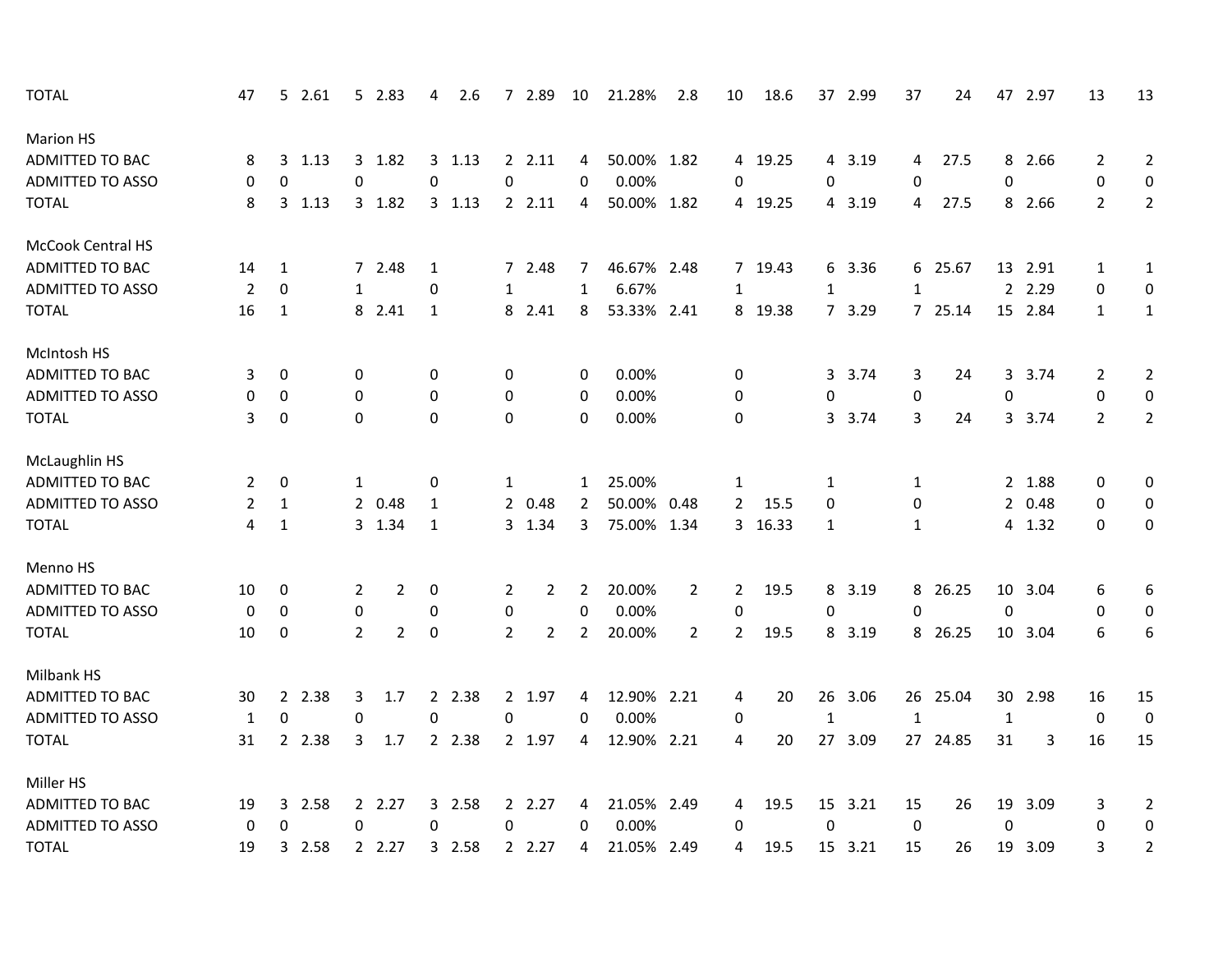| | | | | | | | | | | | | | | | | | | | | | | |
|---|---|---|---|---|---|---|---|---|---|---|---|---|---|---|---|---|---|---|---|---|---|---|
| TOTAL | 47 | 5 | 2.61 | 5 | 2.83 | 4 | 2.6 | 7 | 2.89 | 10 | 21.28% | 2.8 | 10 | 18.6 | 37 | 2.99 | 37 | 24 | 47 | 2.97 | 13 | 13 |
| | | | | | | | | | | | | | | | | | | | | | | |
| Marion HS | | | | | | | | | | | | | | | | | | | | | | |
| ADMITTED TO BAC | 8 | 3 | 1.13 | 3 | 1.82 | 3 | 1.13 | 2 | 2.11 | 4 | 50.00% | 1.82 | 4 | 19.25 | 4 | 3.19 | 4 | 27.5 | 8 | 2.66 | 2 | 2 |
| ADMITTED TO ASSO | 0 | 0 | | 0 | | 0 | | 0 | | 0 | 0.00% | | 0 | | 0 | | 0 | | 0 | | 0 | 0 |
| TOTAL | 8 | 3 | 1.13 | 3 | 1.82 | 3 | 1.13 | 2 | 2.11 | 4 | 50.00% | 1.82 | 4 | 19.25 | 4 | 3.19 | 4 | 27.5 | 8 | 2.66 | 2 | 2 |
| | | | | | | | | | | | | | | | | | | | | | | |
| McCook Central HS | | | | | | | | | | | | | | | | | | | | | | |
| ADMITTED TO BAC | 14 | 1 | | 7 | 2.48 | 1 | | 7 | 2.48 | 7 | 46.67% | 2.48 | 7 | 19.43 | 6 | 3.36 | 6 | 25.67 | 13 | 2.91 | 1 | 1 |
| ADMITTED TO ASSO | 2 | 0 | | 1 | | 0 | | 1 | | 1 | 6.67% | | 1 | | 1 | | 1 | | 2 | 2.29 | 0 | 0 |
| TOTAL | 16 | 1 | | 8 | 2.41 | 1 | | 8 | 2.41 | 8 | 53.33% | 2.41 | 8 | 19.38 | 7 | 3.29 | 7 | 25.14 | 15 | 2.84 | 1 | 1 |
| | | | | | | | | | | | | | | | | | | | | | | |
| McIntosh HS | | | | | | | | | | | | | | | | | | | | | | |
| ADMITTED TO BAC | 3 | 0 | | 0 | | 0 | | 0 | | 0 | 0.00% | | 0 | | 3 | 3.74 | 3 | 24 | 3 | 3.74 | 2 | 2 |
| ADMITTED TO ASSO | 0 | 0 | | 0 | | 0 | | 0 | | 0 | 0.00% | | 0 | | 0 | | 0 | | 0 | | 0 | 0 |
| TOTAL | 3 | 0 | | 0 | | 0 | | 0 | | 0 | 0.00% | | 0 | | 3 | 3.74 | 3 | 24 | 3 | 3.74 | 2 | 2 |
| | | | | | | | | | | | | | | | | | | | | | | |
| McLaughlin HS | | | | | | | | | | | | | | | | | | | | | | |
| ADMITTED TO BAC | 2 | 0 | | 1 | | 0 | | 1 | | 1 | 25.00% | | 1 | | 1 | | 1 | | 2 | 1.88 | 0 | 0 |
| ADMITTED TO ASSO | 2 | 1 | | 2 | 0.48 | 1 | | 2 | 0.48 | 2 | 50.00% | 0.48 | 2 | 15.5 | 0 | | 0 | | 2 | 0.48 | 0 | 0 |
| TOTAL | 4 | 1 | | 3 | 1.34 | 1 | | 3 | 1.34 | 3 | 75.00% | 1.34 | 3 | 16.33 | 1 | | 1 | | 4 | 1.32 | 0 | 0 |
| | | | | | | | | | | | | | | | | | | | | | | |
| Menno HS | | | | | | | | | | | | | | | | | | | | | | |
| ADMITTED TO BAC | 10 | 0 | | 2 | 2 | 0 | | 2 | 2 | 2 | 20.00% | 2 | 2 | 19.5 | 8 | 3.19 | 8 | 26.25 | 10 | 3.04 | 6 | 6 |
| ADMITTED TO ASSO | 0 | 0 | | 0 | | 0 | | 0 | | 0 | 0.00% | | 0 | | 0 | | 0 | | 0 | | 0 | 0 |
| TOTAL | 10 | 0 | | 2 | 2 | 0 | | 2 | 2 | 2 | 20.00% | 2 | 2 | 19.5 | 8 | 3.19 | 8 | 26.25 | 10 | 3.04 | 6 | 6 |
| | | | | | | | | | | | | | | | | | | | | | | |
| Milbank HS | | | | | | | | | | | | | | | | | | | | | | |
| ADMITTED TO BAC | 30 | 2 | 2.38 | 3 | 1.7 | 2 | 2.38 | 2 | 1.97 | 4 | 12.90% | 2.21 | 4 | 20 | 26 | 3.06 | 26 | 25.04 | 30 | 2.98 | 16 | 15 |
| ADMITTED TO ASSO | 1 | 0 | | 0 | | 0 | | 0 | | 0 | 0.00% | | 0 | | 1 | | 1 | | 1 | | 0 | 0 |
| TOTAL | 31 | 2 | 2.38 | 3 | 1.7 | 2 | 2.38 | 2 | 1.97 | 4 | 12.90% | 2.21 | 4 | 20 | 27 | 3.09 | 27 | 24.85 | 31 | 3 | 16 | 15 |
| | | | | | | | | | | | | | | | | | | | | | | |
| Miller HS | | | | | | | | | | | | | | | | | | | | | | |
| ADMITTED TO BAC | 19 | 3 | 2.58 | 2 | 2.27 | 3 | 2.58 | 2 | 2.27 | 4 | 21.05% | 2.49 | 4 | 19.5 | 15 | 3.21 | 15 | 26 | 19 | 3.09 | 3 | 2 |
| ADMITTED TO ASSO | 0 | 0 | | 0 | | 0 | | 0 | | 0 | 0.00% | | 0 | | 0 | | 0 | | 0 | | 0 | 0 |
| TOTAL | 19 | 3 | 2.58 | 2 | 2.27 | 3 | 2.58 | 2 | 2.27 | 4 | 21.05% | 2.49 | 4 | 19.5 | 15 | 3.21 | 15 | 26 | 19 | 3.09 | 3 | 2 |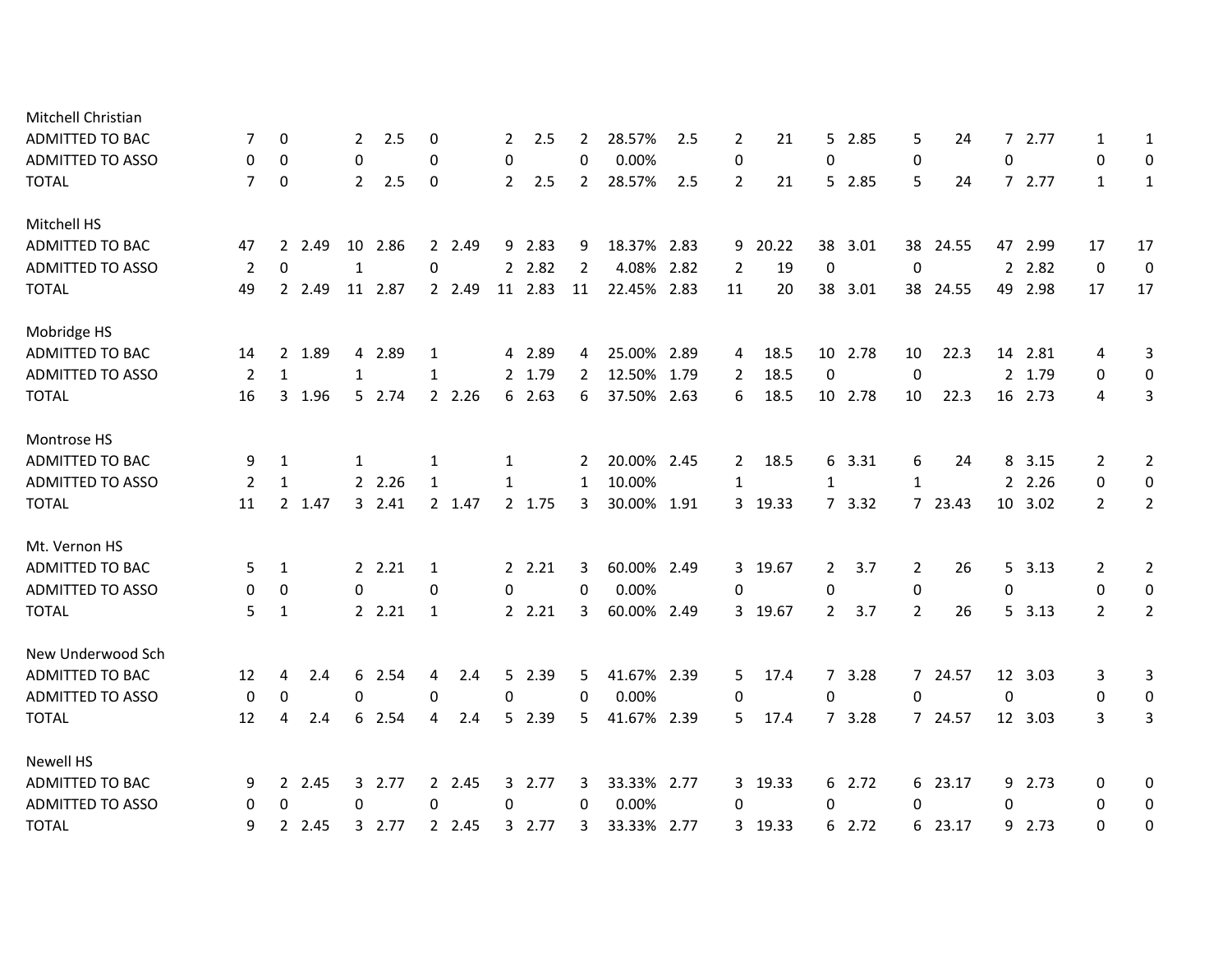| | | | | | | | | | | | | | | | | | | | | | | |
|---|---|---|---|---|---|---|---|---|---|---|---|---|---|---|---|---|---|---|---|---|---|---|
| Mitchell Christian | | | | | | | | | | | | | | | | | | | | | | |
| ADMITTED TO BAC | 7 | 0 | | 2 | 2.5 | 0 | | 2 | 2.5 | 2 | 28.57% | 2.5 | 2 | 21 | 5 | 2.85 | 5 | 24 | 7 | 2.77 | 1 | 1 |
| ADMITTED TO ASSO | 0 | 0 | | 0 | | 0 | | 0 | | 0 | 0.00% | | 0 | | 0 | | 0 | | 0 | | 0 | 0 |
| TOTAL | 7 | 0 | | 2 | 2.5 | 0 | | 2 | 2.5 | 2 | 28.57% | 2.5 | 2 | 21 | 5 | 2.85 | 5 | 24 | 7 | 2.77 | 1 | 1 |
| | | | | | | | | | | | | | | | | | | | | | | |
| Mitchell HS | | | | | | | | | | | | | | | | | | | | | | |
| ADMITTED TO BAC | 47 | 2 | 2.49 | 10 | 2.86 | 2 | 2.49 | 9 | 2.83 | 9 | 18.37% | 2.83 | 9 | 20.22 | 38 | 3.01 | 38 | 24.55 | 47 | 2.99 | 17 | 17 |
| ADMITTED TO ASSO | 2 | 0 | | 1 | | 0 | | 2 | 2.82 | 2 | 4.08% | 2.82 | 2 | 19 | 0 | | 0 | | 2 | 2.82 | 0 | 0 |
| TOTAL | 49 | 2 | 2.49 | 11 | 2.87 | 2 | 2.49 | 11 | 2.83 | 11 | 22.45% | 2.83 | 11 | 20 | 38 | 3.01 | 38 | 24.55 | 49 | 2.98 | 17 | 17 |
| | | | | | | | | | | | | | | | | | | | | | | |
| Mobridge HS | | | | | | | | | | | | | | | | | | | | | | |
| ADMITTED TO BAC | 14 | 2 | 1.89 | 4 | 2.89 | 1 | | 4 | 2.89 | 4 | 25.00% | 2.89 | 4 | 18.5 | 10 | 2.78 | 10 | 22.3 | 14 | 2.81 | 4 | 3 |
| ADMITTED TO ASSO | 2 | 1 | | 1 | | 1 | | 2 | 1.79 | 2 | 12.50% | 1.79 | 2 | 18.5 | 0 | | 0 | | 2 | 1.79 | 0 | 0 |
| TOTAL | 16 | 3 | 1.96 | 5 | 2.74 | 2 | 2.26 | 6 | 2.63 | 6 | 37.50% | 2.63 | 6 | 18.5 | 10 | 2.78 | 10 | 22.3 | 16 | 2.73 | 4 | 3 |
| | | | | | | | | | | | | | | | | | | | | | | |
| Montrose HS | | | | | | | | | | | | | | | | | | | | | | |
| ADMITTED TO BAC | 9 | 1 | | 1 | | 1 | | 1 | | 2 | 20.00% | 2.45 | 2 | 18.5 | 6 | 3.31 | 6 | 24 | 8 | 3.15 | 2 | 2 |
| ADMITTED TO ASSO | 2 | 1 | | 2 | 2.26 | 1 | | 1 | | 1 | 10.00% | | 1 | | 1 | | 1 | | 2 | 2.26 | 0 | 0 |
| TOTAL | 11 | 2 | 1.47 | 3 | 2.41 | 2 | 1.47 | 2 | 1.75 | 3 | 30.00% | 1.91 | 3 | 19.33 | 7 | 3.32 | 7 | 23.43 | 10 | 3.02 | 2 | 2 |
| | | | | | | | | | | | | | | | | | | | | | | |
| Mt. Vernon HS | | | | | | | | | | | | | | | | | | | | | | |
| ADMITTED TO BAC | 5 | 1 | | 2 | 2.21 | 1 | | 2 | 2.21 | 3 | 60.00% | 2.49 | 3 | 19.67 | 2 | 3.7 | 2 | 26 | 5 | 3.13 | 2 | 2 |
| ADMITTED TO ASSO | 0 | 0 | | 0 | | 0 | | 0 | | 0 | 0.00% | | 0 | | 0 | | 0 | | 0 | | 0 | 0 |
| TOTAL | 5 | 1 | | 2 | 2.21 | 1 | | 2 | 2.21 | 3 | 60.00% | 2.49 | 3 | 19.67 | 2 | 3.7 | 2 | 26 | 5 | 3.13 | 2 | 2 |
| | | | | | | | | | | | | | | | | | | | | | | |
| New Underwood Sch | | | | | | | | | | | | | | | | | | | | | | |
| ADMITTED TO BAC | 12 | 4 | 2.4 | 6 | 2.54 | 4 | 2.4 | 5 | 2.39 | 5 | 41.67% | 2.39 | 5 | 17.4 | 7 | 3.28 | 7 | 24.57 | 12 | 3.03 | 3 | 3 |
| ADMITTED TO ASSO | 0 | 0 | | 0 | | 0 | | 0 | | 0 | 0.00% | | 0 | | 0 | | 0 | | 0 | | 0 | 0 |
| TOTAL | 12 | 4 | 2.4 | 6 | 2.54 | 4 | 2.4 | 5 | 2.39 | 5 | 41.67% | 2.39 | 5 | 17.4 | 7 | 3.28 | 7 | 24.57 | 12 | 3.03 | 3 | 3 |
| | | | | | | | | | | | | | | | | | | | | | | |
| Newell HS | | | | | | | | | | | | | | | | | | | | | | |
| ADMITTED TO BAC | 9 | 2 | 2.45 | 3 | 2.77 | 2 | 2.45 | 3 | 2.77 | 3 | 33.33% | 2.77 | 3 | 19.33 | 6 | 2.72 | 6 | 23.17 | 9 | 2.73 | 0 | 0 |
| ADMITTED TO ASSO | 0 | 0 | | 0 | | 0 | | 0 | | 0 | 0.00% | | 0 | | 0 | | 0 | | 0 | | 0 | 0 |
| TOTAL | 9 | 2 | 2.45 | 3 | 2.77 | 2 | 2.45 | 3 | 2.77 | 3 | 33.33% | 2.77 | 3 | 19.33 | 6 | 2.72 | 6 | 23.17 | 9 | 2.73 | 0 | 0 |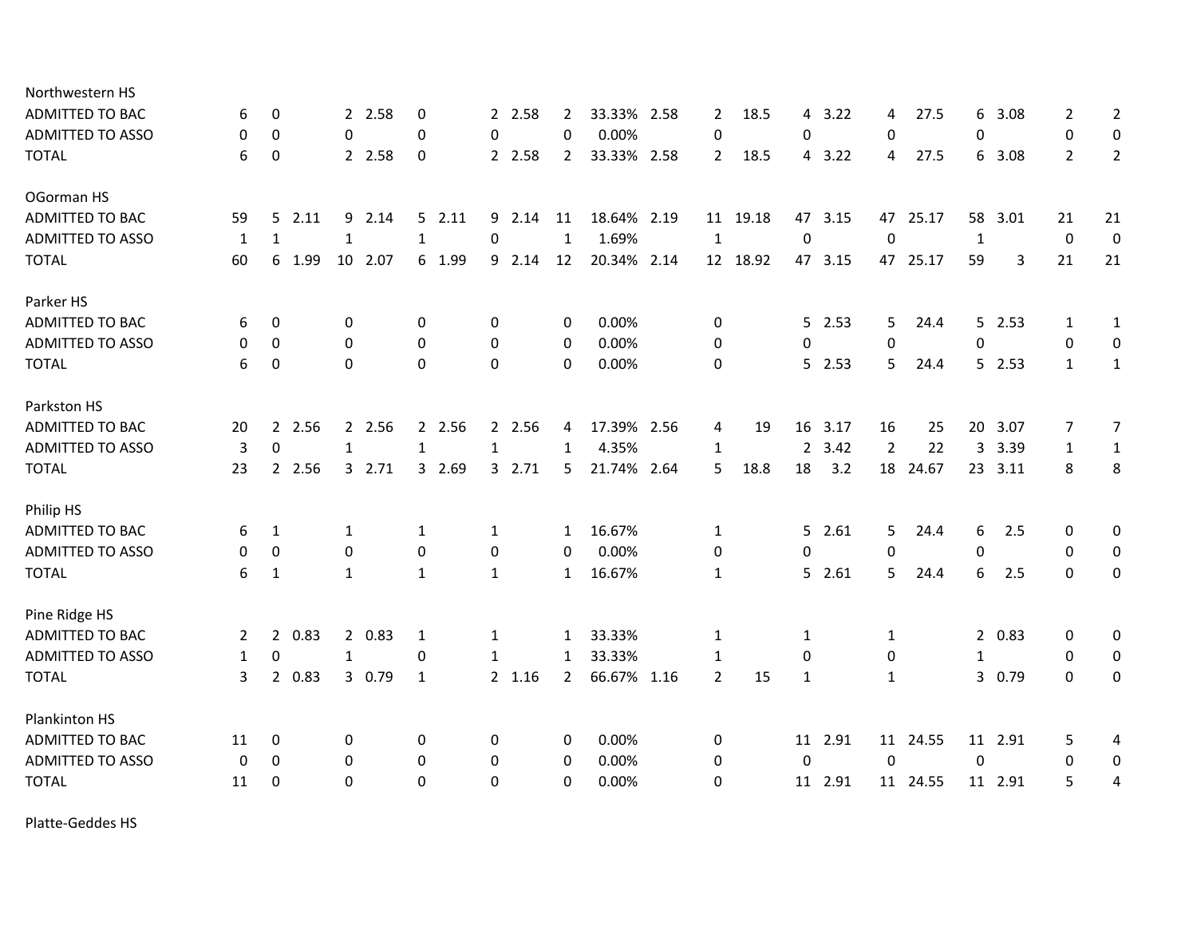| | | | | | | | | | | | | | | | | | | | | | | |
|---|---|---|---|---|---|---|---|---|---|---|---|---|---|---|---|---|---|---|---|---|---|---|
| Northwestern HS | | | | | | | | | | | | | | | | | | | | | | |
| ADMITTED TO BAC | 6 | 0 | | 2 | 2.58 | 0 | | 2 | 2.58 | 2 | 33.33% | 2.58 | 2 | 18.5 | 4 | 3.22 | 4 | 27.5 | 6 | 3.08 | 2 | 2 |
| ADMITTED TO ASSO | 0 | 0 | | 0 | | 0 | | 0 | | 0 | 0.00% | | 0 | | 0 | | 0 | | 0 | | 0 | 0 |
| TOTAL | 6 | 0 | | 2 | 2.58 | 0 | | 2 | 2.58 | 2 | 33.33% | 2.58 | 2 | 18.5 | 4 | 3.22 | 4 | 27.5 | 6 | 3.08 | 2 | 2 |
| OGorman HS | | | | | | | | | | | | | | | | | | | | | | |
| ADMITTED TO BAC | 59 | 5 | 2.11 | 9 | 2.14 | 5 | 2.11 | 9 | 2.14 | 11 | 18.64% | 2.19 | 11 | 19.18 | 47 | 3.15 | 47 | 25.17 | 58 | 3.01 | 21 | 21 |
| ADMITTED TO ASSO | 1 | 1 | | 1 | | 1 | | 0 | | 1 | 1.69% | | 1 | | 0 | | 0 | | 1 | | 0 | 0 |
| TOTAL | 60 | 6 | 1.99 | 10 | 2.07 | 6 | 1.99 | 9 | 2.14 | 12 | 20.34% | 2.14 | 12 | 18.92 | 47 | 3.15 | 47 | 25.17 | 59 | 3 | 21 | 21 |
| Parker HS | | | | | | | | | | | | | | | | | | | | | | |
| ADMITTED TO BAC | 6 | 0 | | 0 | | 0 | | 0 | | 0 | 0.00% | | 0 | | 5 | 2.53 | 5 | 24.4 | 5 | 2.53 | 1 | 1 |
| ADMITTED TO ASSO | 0 | 0 | | 0 | | 0 | | 0 | | 0 | 0.00% | | 0 | | 0 | | 0 | | 0 | | 0 | 0 |
| TOTAL | 6 | 0 | | 0 | | 0 | | 0 | | 0 | 0.00% | | 0 | | 5 | 2.53 | 5 | 24.4 | 5 | 2.53 | 1 | 1 |
| Parkston HS | | | | | | | | | | | | | | | | | | | | | | |
| ADMITTED TO BAC | 20 | 2 | 2.56 | 2 | 2.56 | 2 | 2.56 | 2 | 2.56 | 4 | 17.39% | 2.56 | 4 | 19 | 16 | 3.17 | 16 | 25 | 20 | 3.07 | 7 | 7 |
| ADMITTED TO ASSO | 3 | 0 | | 1 | | 1 | | 1 | | 1 | 4.35% | | 1 | | 2 | 3.42 | 2 | 22 | 3 | 3.39 | 1 | 1 |
| TOTAL | 23 | 2 | 2.56 | 3 | 2.71 | 3 | 2.69 | 3 | 2.71 | 5 | 21.74% | 2.64 | 5 | 18.8 | 18 | 3.2 | 18 | 24.67 | 23 | 3.11 | 8 | 8 |
| Philip HS | | | | | | | | | | | | | | | | | | | | | | |
| ADMITTED TO BAC | 6 | 1 | | 1 | | 1 | | 1 | | 1 | 16.67% | | 1 | | 5 | 2.61 | 5 | 24.4 | 6 | 2.5 | 0 | 0 |
| ADMITTED TO ASSO | 0 | 0 | | 0 | | 0 | | 0 | | 0 | 0.00% | | 0 | | 0 | | 0 | | 0 | | 0 | 0 |
| TOTAL | 6 | 1 | | 1 | | 1 | | 1 | | 1 | 16.67% | | 1 | | 5 | 2.61 | 5 | 24.4 | 6 | 2.5 | 0 | 0 |
| Pine Ridge HS | | | | | | | | | | | | | | | | | | | | | | |
| ADMITTED TO BAC | 2 | 2 | 0.83 | 2 | 0.83 | 1 | | 1 | | 1 | 33.33% | | 1 | | 1 | | 1 | | 2 | 0.83 | 0 | 0 |
| ADMITTED TO ASSO | 1 | 0 | | 1 | | 0 | | 1 | | 1 | 33.33% | | 1 | | 0 | | 0 | | 1 | | 0 | 0 |
| TOTAL | 3 | 2 | 0.83 | 3 | 0.79 | 1 | | 2 | 1.16 | 2 | 66.67% | 1.16 | 2 | 15 | 1 | | 1 | | 3 | 0.79 | 0 | 0 |
| Plankinton HS | | | | | | | | | | | | | | | | | | | | | | |
| ADMITTED TO BAC | 11 | 0 | | 0 | | 0 | | 0 | | 0 | 0.00% | | 0 | | 11 | 2.91 | 11 | 24.55 | 11 | 2.91 | 5 | 4 |
| ADMITTED TO ASSO | 0 | 0 | | 0 | | 0 | | 0 | | 0 | 0.00% | | 0 | | 0 | | 0 | | 0 | | 0 | 0 |
| TOTAL | 11 | 0 | | 0 | | 0 | | 0 | | 0 | 0.00% | | 0 | | 11 | 2.91 | 11 | 24.55 | 11 | 2.91 | 5 | 4 |
| Platte-Geddes HS | | | | | | | | | | | | | | | | | | | | | | |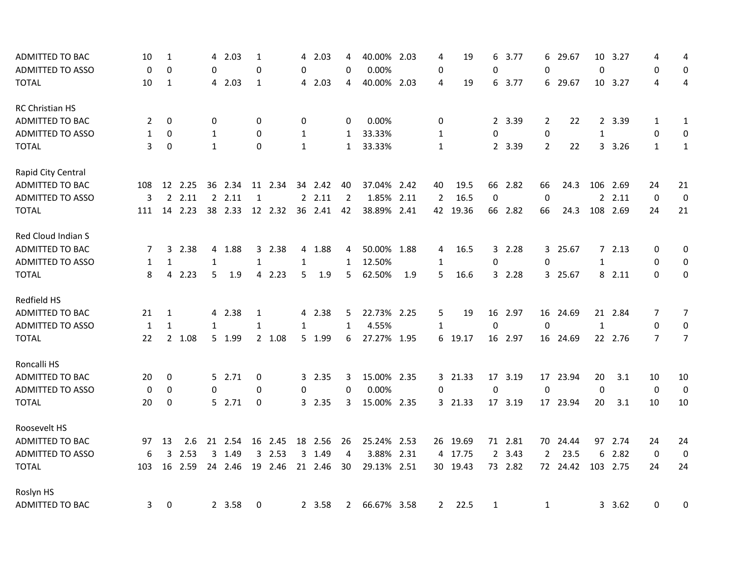| | | | | | | | | | | | | | | | | | | | | | | |
|---|---|---|---|---|---|---|---|---|---|---|---|---|---|---|---|---|---|---|---|---|---|---|
| ADMITTED TO BAC | 10 | 1 | | 4 | 2.03 | 1 | | 4 | 2.03 | 4 | 40.00% | 2.03 | 4 | 19 | 6 | 3.77 | 6 | 29.67 | 10 | 3.27 | 4 | 4 |
| ADMITTED TO ASSO | 0 | 0 | | 0 | | 0 | | 0 | | 0 | 0.00% | | 0 | | 0 | | 0 | | 0 | | 0 | 0 |
| TOTAL | 10 | 1 | | 4 | 2.03 | 1 | | 4 | 2.03 | 4 | 40.00% | 2.03 | 4 | 19 | 6 | 3.77 | 6 | 29.67 | 10 | 3.27 | 4 | 4 |
| | | | | | | | | | | | | | | | | | | | | | | |
| RC Christian HS | | | | | | | | | | | | | | | | | | | | | | |
| ADMITTED TO BAC | 2 | 0 | | 0 | | 0 | | 0 | | 0 | 0.00% | | 0 | | 2 | 3.39 | 2 | 22 | 2 | 3.39 | 1 | 1 |
| ADMITTED TO ASSO | 1 | 0 | | 1 | | 0 | | 1 | | 1 | 33.33% | | 1 | | 0 | | 0 | | 1 | | 0 | 0 |
| TOTAL | 3 | 0 | | 1 | | 0 | | 1 | | 1 | 33.33% | | 1 | | 2 | 3.39 | 2 | 22 | 3 | 3.26 | 1 | 1 |
| | | | | | | | | | | | | | | | | | | | | | | |
| Rapid City Central | | | | | | | | | | | | | | | | | | | | | | |
| ADMITTED TO BAC | 108 | 12 | 2.25 | 36 | 2.34 | 11 | 2.34 | 34 | 2.42 | 40 | 37.04% | 2.42 | 40 | 19.5 | 66 | 2.82 | 66 | 24.3 | 106 | 2.69 | 24 | 21 |
| ADMITTED TO ASSO | 3 | 2 | 2.11 | 2 | 2.11 | 1 | | 2 | 2.11 | 2 | 1.85% | 2.11 | 2 | 16.5 | 0 | | 0 | | 2 | 2.11 | 0 | 0 |
| TOTAL | 111 | 14 | 2.23 | 38 | 2.33 | 12 | 2.32 | 36 | 2.41 | 42 | 38.89% | 2.41 | 42 | 19.36 | 66 | 2.82 | 66 | 24.3 | 108 | 2.69 | 24 | 21 |
| | | | | | | | | | | | | | | | | | | | | | | |
| Red Cloud Indian S | | | | | | | | | | | | | | | | | | | | | | |
| ADMITTED TO BAC | 7 | 3 | 2.38 | 4 | 1.88 | 3 | 2.38 | 4 | 1.88 | 4 | 50.00% | 1.88 | 4 | 16.5 | 3 | 2.28 | 3 | 25.67 | 7 | 2.13 | 0 | 0 |
| ADMITTED TO ASSO | 1 | 1 | | 1 | | 1 | | 1 | | 1 | 12.50% | | 1 | | 0 | | 0 | | 1 | | 0 | 0 |
| TOTAL | 8 | 4 | 2.23 | 5 | 1.9 | 4 | 2.23 | 5 | 1.9 | 5 | 62.50% | 1.9 | 5 | 16.6 | 3 | 2.28 | 3 | 25.67 | 8 | 2.11 | 0 | 0 |
| | | | | | | | | | | | | | | | | | | | | | | |
| Redfield HS | | | | | | | | | | | | | | | | | | | | | | |
| ADMITTED TO BAC | 21 | 1 | | 4 | 2.38 | 1 | | 4 | 2.38 | 5 | 22.73% | 2.25 | 5 | 19 | 16 | 2.97 | 16 | 24.69 | 21 | 2.84 | 7 | 7 |
| ADMITTED TO ASSO | 1 | 1 | | 1 | | 1 | | 1 | | 1 | 4.55% | | 1 | | 0 | | 0 | | 1 | | 0 | 0 |
| TOTAL | 22 | 2 | 1.08 | 5 | 1.99 | 2 | 1.08 | 5 | 1.99 | 6 | 27.27% | 1.95 | 6 | 19.17 | 16 | 2.97 | 16 | 24.69 | 22 | 2.76 | 7 | 7 |
| | | | | | | | | | | | | | | | | | | | | | | |
| Roncalli HS | | | | | | | | | | | | | | | | | | | | | | |
| ADMITTED TO BAC | 20 | 0 | | 5 | 2.71 | 0 | | 3 | 2.35 | 3 | 15.00% | 2.35 | 3 | 21.33 | 17 | 3.19 | 17 | 23.94 | 20 | 3.1 | 10 | 10 |
| ADMITTED TO ASSO | 0 | 0 | | 0 | | 0 | | 0 | | 0 | 0.00% | | 0 | | 0 | | 0 | | 0 | | 0 | 0 |
| TOTAL | 20 | 0 | | 5 | 2.71 | 0 | | 3 | 2.35 | 3 | 15.00% | 2.35 | 3 | 21.33 | 17 | 3.19 | 17 | 23.94 | 20 | 3.1 | 10 | 10 |
| | | | | | | | | | | | | | | | | | | | | | | |
| Roosevelt HS | | | | | | | | | | | | | | | | | | | | | | |
| ADMITTED TO BAC | 97 | 13 | 2.6 | 21 | 2.54 | 16 | 2.45 | 18 | 2.56 | 26 | 25.24% | 2.53 | 26 | 19.69 | 71 | 2.81 | 70 | 24.44 | 97 | 2.74 | 24 | 24 |
| ADMITTED TO ASSO | 6 | 3 | 2.53 | 3 | 1.49 | 3 | 2.53 | 3 | 1.49 | 4 | 3.88% | 2.31 | 4 | 17.75 | 2 | 3.43 | 2 | 23.5 | 6 | 2.82 | 0 | 0 |
| TOTAL | 103 | 16 | 2.59 | 24 | 2.46 | 19 | 2.46 | 21 | 2.46 | 30 | 29.13% | 2.51 | 30 | 19.43 | 73 | 2.82 | 72 | 24.42 | 103 | 2.75 | 24 | 24 |
| | | | | | | | | | | | | | | | | | | | | | | |
| Roslyn HS | | | | | | | | | | | | | | | | | | | | | | |
| ADMITTED TO BAC | 3 | 0 | | 2 | 3.58 | 0 | | 2 | 3.58 | 2 | 66.67% | 3.58 | 2 | 22.5 | 1 | | 1 | | 3 | 3.62 | 0 | 0 |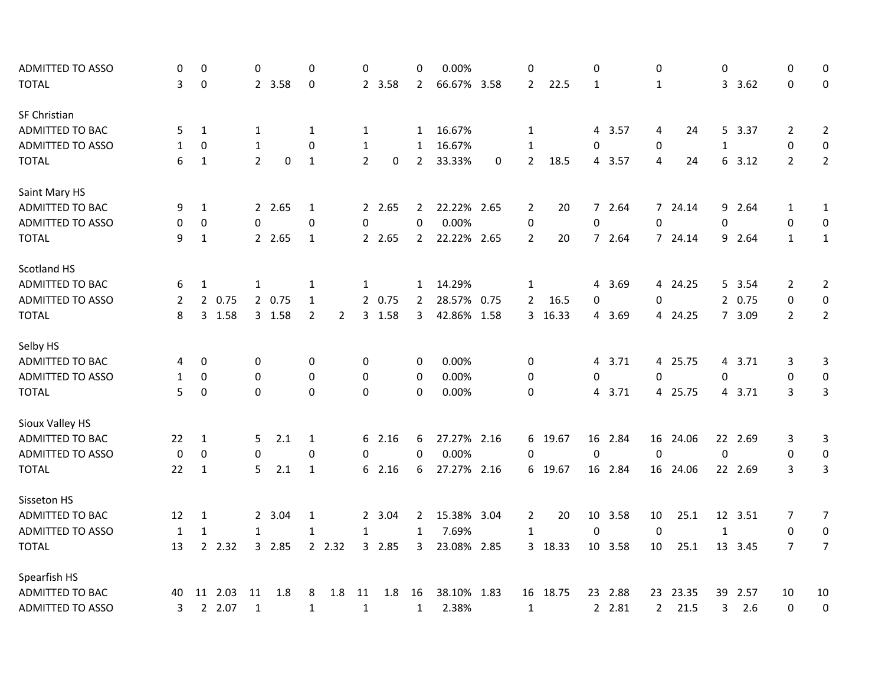| | | | | | | | | | | | | | | | | | | | | | | |
|---|---|---|---|---|---|---|---|---|---|---|---|---|---|---|---|---|---|---|---|---|---|---|
| ADMITTED TO ASSO | 0 | 0 | | 0 | | 0 | | 0 | | 0 | 0.00% | | 0 | | 0 | | 0 | | 0 | | 0 | 0 |
| TOTAL | 3 | 0 | | 2 | 3.58 | 0 | | 2 | 3.58 | 2 | 66.67% | 3.58 | 2 | 22.5 | 1 | | 1 | | 3 | 3.62 | 0 | 0 |
| | | | | | | | | | | | | | | | | | | | | | | |
| SF Christian | | | | | | | | | | | | | | | | | | | | | | |
| ADMITTED TO BAC | 5 | 1 | | 1 | | 1 | | 1 | | 1 | 16.67% | | 1 | | 4 | 3.57 | 4 | 24 | 5 | 3.37 | 2 | 2 |
| ADMITTED TO ASSO | 1 | 0 | | 1 | | 0 | | 1 | | 1 | 16.67% | | 1 | | 0 | | 0 | | 1 | | 0 | 0 |
| TOTAL | 6 | 1 | | 2 | 0 | 1 | | 2 | 0 | 2 | 33.33% | 0 | 2 | 18.5 | 4 | 3.57 | 4 | 24 | 6 | 3.12 | 2 | 2 |
| | | | | | | | | | | | | | | | | | | | | | | |
| Saint Mary HS | | | | | | | | | | | | | | | | | | | | | | |
| ADMITTED TO BAC | 9 | 1 | | 2 | 2.65 | 1 | | 2 | 2.65 | 2 | 22.22% | 2.65 | 2 | 20 | 7 | 2.64 | 7 | 24.14 | 9 | 2.64 | 1 | 1 |
| ADMITTED TO ASSO | 0 | 0 | | 0 | | 0 | | 0 | | 0 | 0.00% | | 0 | | 0 | | 0 | | 0 | | 0 | 0 |
| TOTAL | 9 | 1 | | 2 | 2.65 | 1 | | 2 | 2.65 | 2 | 22.22% | 2.65 | 2 | 20 | 7 | 2.64 | 7 | 24.14 | 9 | 2.64 | 1 | 1 |
| | | | | | | | | | | | | | | | | | | | | | | |
| Scotland HS | | | | | | | | | | | | | | | | | | | | | | |
| ADMITTED TO BAC | 6 | 1 | | 1 | | 1 | | 1 | | 1 | 14.29% | | 1 | | 4 | 3.69 | 4 | 24.25 | 5 | 3.54 | 2 | 2 |
| ADMITTED TO ASSO | 2 | 2 | 0.75 | 2 | 0.75 | 1 | | 2 | 0.75 | 2 | 28.57% | 0.75 | 2 | 16.5 | 0 | | 0 | | 2 | 0.75 | 0 | 0 |
| TOTAL | 8 | 3 | 1.58 | 3 | 1.58 | 2 | 2 | 3 | 1.58 | 3 | 42.86% | 1.58 | 3 | 16.33 | 4 | 3.69 | 4 | 24.25 | 7 | 3.09 | 2 | 2 |
| | | | | | | | | | | | | | | | | | | | | | | |
| Selby HS | | | | | | | | | | | | | | | | | | | | | | |
| ADMITTED TO BAC | 4 | 0 | | 0 | | 0 | | 0 | | 0 | 0.00% | | 0 | | 4 | 3.71 | 4 | 25.75 | 4 | 3.71 | 3 | 3 |
| ADMITTED TO ASSO | 1 | 0 | | 0 | | 0 | | 0 | | 0 | 0.00% | | 0 | | 0 | | 0 | | 0 | | 0 | 0 |
| TOTAL | 5 | 0 | | 0 | | 0 | | 0 | | 0 | 0.00% | | 0 | | 4 | 3.71 | 4 | 25.75 | 4 | 3.71 | 3 | 3 |
| | | | | | | | | | | | | | | | | | | | | | | |
| Sioux Valley HS | | | | | | | | | | | | | | | | | | | | | | |
| ADMITTED TO BAC | 22 | 1 | | 5 | 2.1 | 1 | | 6 | 2.16 | 6 | 27.27% | 2.16 | 6 | 19.67 | 16 | 2.84 | 16 | 24.06 | 22 | 2.69 | 3 | 3 |
| ADMITTED TO ASSO | 0 | 0 | | 0 | | 0 | | 0 | | 0 | 0.00% | | 0 | | 0 | | 0 | | 0 | | 0 | 0 |
| TOTAL | 22 | 1 | | 5 | 2.1 | 1 | | 6 | 2.16 | 6 | 27.27% | 2.16 | 6 | 19.67 | 16 | 2.84 | 16 | 24.06 | 22 | 2.69 | 3 | 3 |
| | | | | | | | | | | | | | | | | | | | | | | |
| Sisseton HS | | | | | | | | | | | | | | | | | | | | | | |
| ADMITTED TO BAC | 12 | 1 | | 2 | 3.04 | 1 | | 2 | 3.04 | 2 | 15.38% | 3.04 | 2 | 20 | 10 | 3.58 | 10 | 25.1 | 12 | 3.51 | 7 | 7 |
| ADMITTED TO ASSO | 1 | 1 | | 1 | | 1 | | 1 | | 1 | 7.69% | | 1 | | 0 | | 0 | | 1 | | 0 | 0 |
| TOTAL | 13 | 2 | 2.32 | 3 | 2.85 | 2 | 2.32 | 3 | 2.85 | 3 | 23.08% | 2.85 | 3 | 18.33 | 10 | 3.58 | 10 | 25.1 | 13 | 3.45 | 7 | 7 |
| | | | | | | | | | | | | | | | | | | | | | | |
| Spearfish HS | | | | | | | | | | | | | | | | | | | | | | |
| ADMITTED TO BAC | 40 | 11 | 2.03 | 11 | 1.8 | 8 | 1.8 | 11 | 1.8 | 16 | 38.10% | 1.83 | 16 | 18.75 | 23 | 2.88 | 23 | 23.35 | 39 | 2.57 | 10 | 10 |
| ADMITTED TO ASSO | 3 | 2 | 2.07 | 1 | | 1 | | 1 | | 1 | 2.38% | | 1 | | 2 | 2.81 | 2 | 21.5 | 3 | 2.6 | 0 | 0 |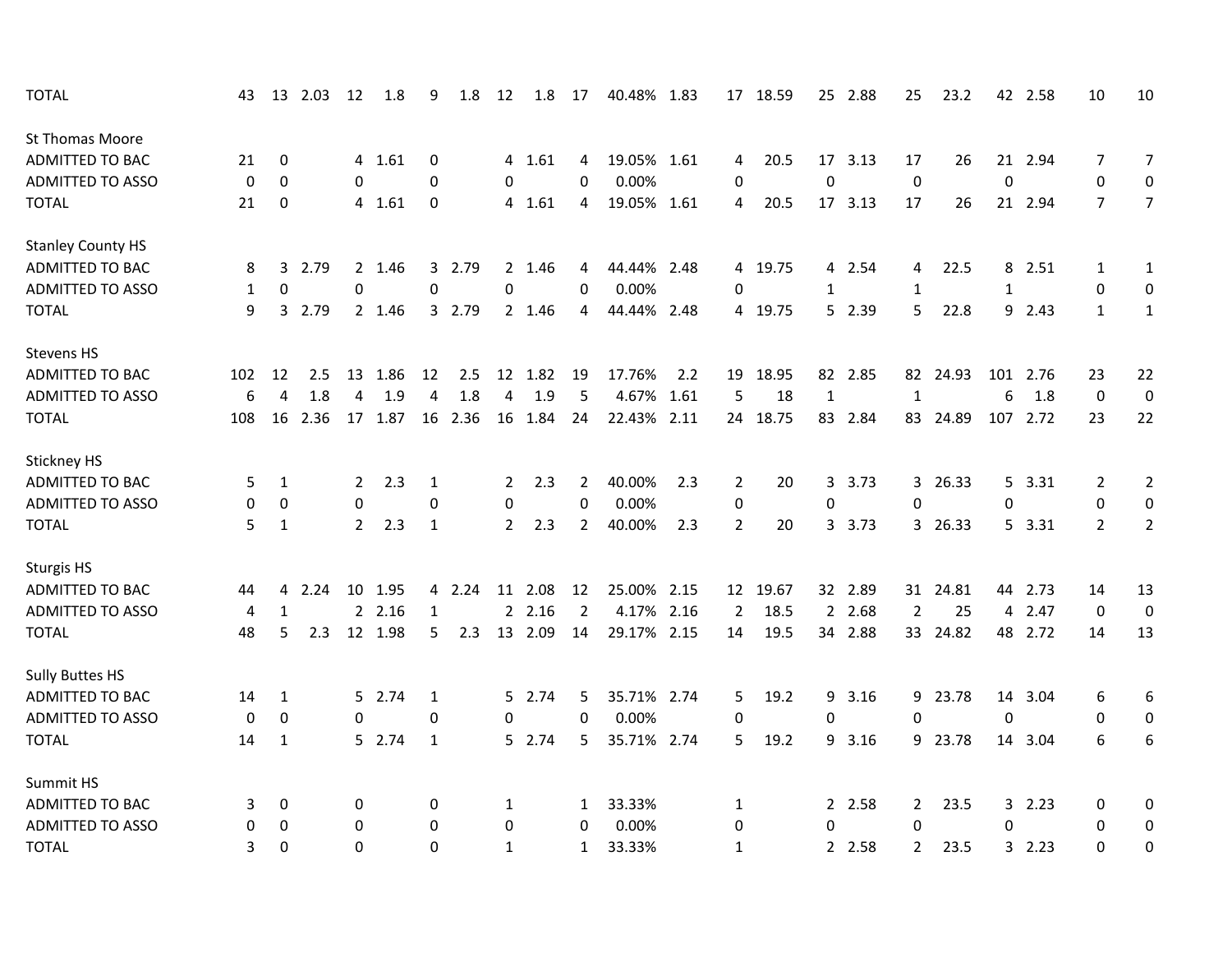| | | | | | | | | | | | | | | | | | | | | | | |
|---|---|---|---|---|---|---|---|---|---|---|---|---|---|---|---|---|---|---|---|---|---|---|
| TOTAL | 43 | 13 | 2.03 | 12 | 1.8 | 9 | 1.8 | 12 | 1.8 | 17 | 40.48% | 1.83 | 17 | 18.59 | 25 | 2.88 | 25 | 23.2 | 42 | 2.58 | 10 | 10 |
| | | | | | | | | | | | | | | | | | | | | | | |
| St Thomas Moore | | | | | | | | | | | | | | | | | | | | | | |
| ADMITTED TO BAC | 21 | 0 | | 4 | 1.61 | 0 | | 4 | 1.61 | 4 | 19.05% | 1.61 | 4 | 20.5 | 17 | 3.13 | 17 | 26 | 21 | 2.94 | 7 | 7 |
| ADMITTED TO ASSO | 0 | 0 | | 0 | | 0 | | 0 | | 0 | 0.00% | | 0 | | 0 | | 0 | | 0 | | 0 | 0 |
| TOTAL | 21 | 0 | | 4 | 1.61 | 0 | | 4 | 1.61 | 4 | 19.05% | 1.61 | 4 | 20.5 | 17 | 3.13 | 17 | 26 | 21 | 2.94 | 7 | 7 |
| | | | | | | | | | | | | | | | | | | | | | | |
| Stanley County HS | | | | | | | | | | | | | | | | | | | | | | |
| ADMITTED TO BAC | 8 | 3 | 2.79 | 2 | 1.46 | 3 | 2.79 | 2 | 1.46 | 4 | 44.44% | 2.48 | 4 | 19.75 | 4 | 2.54 | 4 | 22.5 | 8 | 2.51 | 1 | 1 |
| ADMITTED TO ASSO | 1 | 0 | | 0 | | 0 | | 0 | | 0 | 0.00% | | 0 | | 1 | | 1 | | 1 | | 0 | 0 |
| TOTAL | 9 | 3 | 2.79 | 2 | 1.46 | 3 | 2.79 | 2 | 1.46 | 4 | 44.44% | 2.48 | 4 | 19.75 | 5 | 2.39 | 5 | 22.8 | 9 | 2.43 | 1 | 1 |
| | | | | | | | | | | | | | | | | | | | | | | |
| Stevens HS | | | | | | | | | | | | | | | | | | | | | | |
| ADMITTED TO BAC | 102 | 12 | 2.5 | 13 | 1.86 | 12 | 2.5 | 12 | 1.82 | 19 | 17.76% | 2.2 | 19 | 18.95 | 82 | 2.85 | 82 | 24.93 | 101 | 2.76 | 23 | 22 |
| ADMITTED TO ASSO | 6 | 4 | 1.8 | 4 | 1.9 | 4 | 1.8 | 4 | 1.9 | 5 | 4.67% | 1.61 | 5 | 18 | 1 | | 1 | | 6 | 1.8 | 0 | 0 |
| TOTAL | 108 | 16 | 2.36 | 17 | 1.87 | 16 | 2.36 | 16 | 1.84 | 24 | 22.43% | 2.11 | 24 | 18.75 | 83 | 2.84 | 83 | 24.89 | 107 | 2.72 | 23 | 22 |
| | | | | | | | | | | | | | | | | | | | | | | |
| Stickney HS | | | | | | | | | | | | | | | | | | | | | | |
| ADMITTED TO BAC | 5 | 1 | | 2 | 2.3 | 1 | | 2 | 2.3 | 2 | 40.00% | 2.3 | 2 | 20 | 3 | 3.73 | 3 | 26.33 | 5 | 3.31 | 2 | 2 |
| ADMITTED TO ASSO | 0 | 0 | | 0 | | 0 | | 0 | | 0 | 0.00% | | 0 | | 0 | | 0 | | 0 | | 0 | 0 |
| TOTAL | 5 | 1 | | 2 | 2.3 | 1 | | 2 | 2.3 | 2 | 40.00% | 2.3 | 2 | 20 | 3 | 3.73 | 3 | 26.33 | 5 | 3.31 | 2 | 2 |
| | | | | | | | | | | | | | | | | | | | | | | |
| Sturgis HS | | | | | | | | | | | | | | | | | | | | | | |
| ADMITTED TO BAC | 44 | 4 | 2.24 | 10 | 1.95 | 4 | 2.24 | 11 | 2.08 | 12 | 25.00% | 2.15 | 12 | 19.67 | 32 | 2.89 | 31 | 24.81 | 44 | 2.73 | 14 | 13 |
| ADMITTED TO ASSO | 4 | 1 | | 2 | 2.16 | 1 | | 2 | 2.16 | 2 | 4.17% | 2.16 | 2 | 18.5 | 2 | 2.68 | 2 | 25 | 4 | 2.47 | 0 | 0 |
| TOTAL | 48 | 5 | 2.3 | 12 | 1.98 | 5 | 2.3 | 13 | 2.09 | 14 | 29.17% | 2.15 | 14 | 19.5 | 34 | 2.88 | 33 | 24.82 | 48 | 2.72 | 14 | 13 |
| | | | | | | | | | | | | | | | | | | | | | | |
| Sully Buttes HS | | | | | | | | | | | | | | | | | | | | | | |
| ADMITTED TO BAC | 14 | 1 | | 5 | 2.74 | 1 | | 5 | 2.74 | 5 | 35.71% | 2.74 | 5 | 19.2 | 9 | 3.16 | 9 | 23.78 | 14 | 3.04 | 6 | 6 |
| ADMITTED TO ASSO | 0 | 0 | | 0 | | 0 | | 0 | | 0 | 0.00% | | 0 | | 0 | | 0 | | 0 | | 0 | 0 |
| TOTAL | 14 | 1 | | 5 | 2.74 | 1 | | 5 | 2.74 | 5 | 35.71% | 2.74 | 5 | 19.2 | 9 | 3.16 | 9 | 23.78 | 14 | 3.04 | 6 | 6 |
| | | | | | | | | | | | | | | | | | | | | | | |
| Summit HS | | | | | | | | | | | | | | | | | | | | | | |
| ADMITTED TO BAC | 3 | 0 | | 0 | | 0 | | 1 | | 1 | 33.33% | | 1 | | 2 | 2.58 | 2 | 23.5 | 3 | 2.23 | 0 | 0 |
| ADMITTED TO ASSO | 0 | 0 | | 0 | | 0 | | 0 | | 0 | 0.00% | | 0 | | 0 | | 0 | | 0 | | 0 | 0 |
| TOTAL | 3 | 0 | | 0 | | 0 | | 1 | | 1 | 33.33% | | 1 | | 2 | 2.58 | 2 | 23.5 | 3 | 2.23 | 0 | 0 |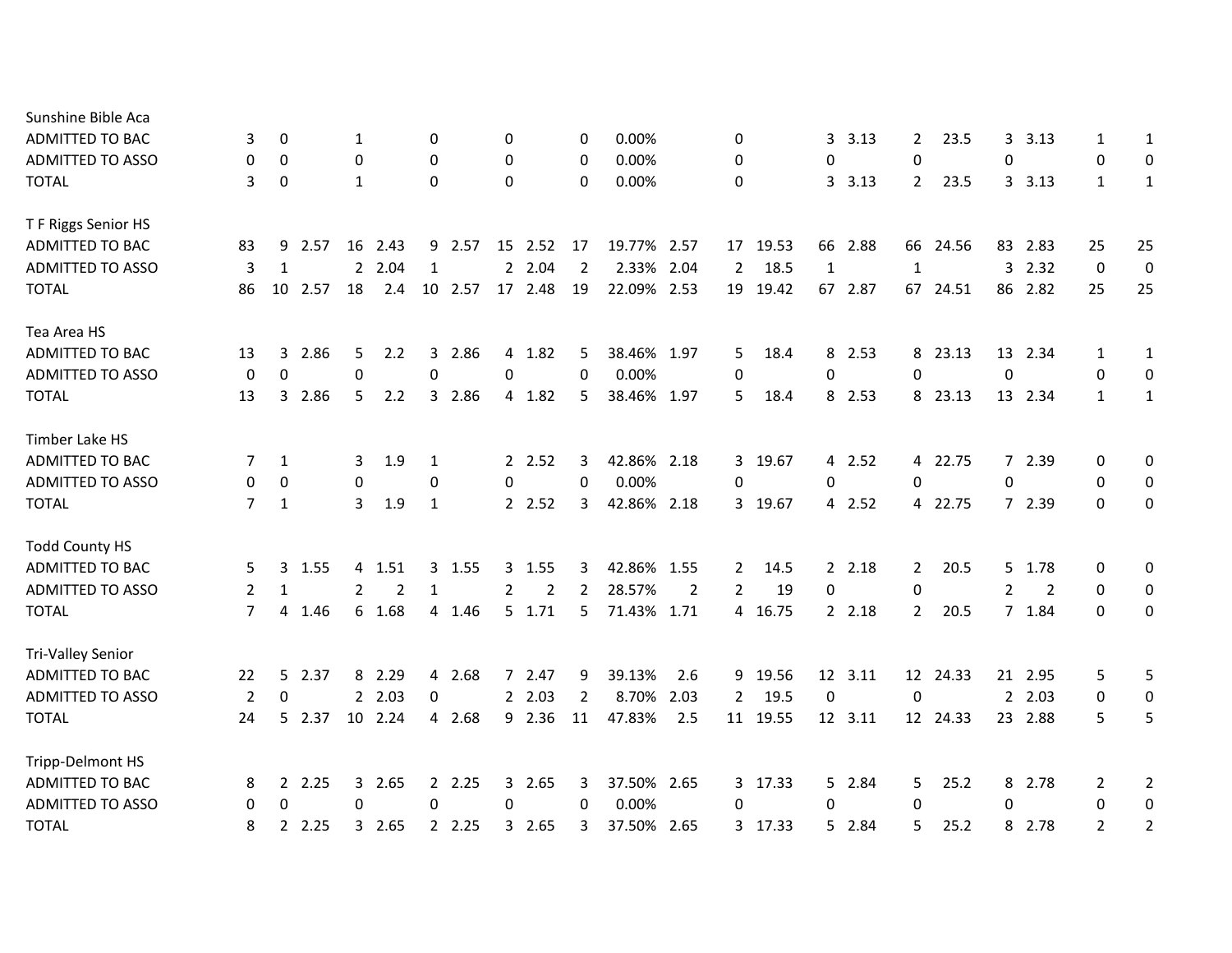| | | | | | | | | | | | | | | | | | | | | | | |
|---|---|---|---|---|---|---|---|---|---|---|---|---|---|---|---|---|---|---|---|---|---|---|
| Sunshine Bible Aca | | | | | | | | | | | | | | | | | | | | | | |
| ADMITTED TO BAC | 3 | 0 | | 1 | | 0 | | 0 | | 0 | 0.00% | | 0 | | 3 | 3.13 | 2 | 23.5 | 3 | 3.13 | 1 | 1 |
| ADMITTED TO ASSO | 0 | 0 | | 0 | | 0 | | 0 | | 0 | 0.00% | | 0 | | 0 | | 0 | | 0 | | 0 | 0 |
| TOTAL | 3 | 0 | | 1 | | 0 | | 0 | | 0 | 0.00% | | 0 | | 3 | 3.13 | 2 | 23.5 | 3 | 3.13 | 1 | 1 |
| | | | | | | | | | | | | | | | | | | | | | | |
| T F Riggs Senior HS | | | | | | | | | | | | | | | | | | | | | | |
| ADMITTED TO BAC | 83 | 9 | 2.57 | 16 | 2.43 | 9 | 2.57 | 15 | 2.52 | 17 | 19.77% | 2.57 | 17 | 19.53 | 66 | 2.88 | 66 | 24.56 | 83 | 2.83 | 25 | 25 |
| ADMITTED TO ASSO | 3 | 1 | | 2 | 2.04 | 1 | | 2 | 2.04 | 2 | 2.33% | 2.04 | 2 | 18.5 | 1 | | 1 | | 3 | 2.32 | 0 | 0 |
| TOTAL | 86 | 10 | 2.57 | 18 | 2.4 | 10 | 2.57 | 17 | 2.48 | 19 | 22.09% | 2.53 | 19 | 19.42 | 67 | 2.87 | 67 | 24.51 | 86 | 2.82 | 25 | 25 |
| | | | | | | | | | | | | | | | | | | | | | | |
| Tea Area HS | | | | | | | | | | | | | | | | | | | | | | |
| ADMITTED TO BAC | 13 | 3 | 2.86 | 5 | 2.2 | 3 | 2.86 | 4 | 1.82 | 5 | 38.46% | 1.97 | 5 | 18.4 | 8 | 2.53 | 8 | 23.13 | 13 | 2.34 | 1 | 1 |
| ADMITTED TO ASSO | 0 | 0 | | 0 | | 0 | | 0 | | 0 | 0.00% | | 0 | | 0 | | 0 | | 0 | | 0 | 0 |
| TOTAL | 13 | 3 | 2.86 | 5 | 2.2 | 3 | 2.86 | 4 | 1.82 | 5 | 38.46% | 1.97 | 5 | 18.4 | 8 | 2.53 | 8 | 23.13 | 13 | 2.34 | 1 | 1 |
| | | | | | | | | | | | | | | | | | | | | | | |
| Timber Lake HS | | | | | | | | | | | | | | | | | | | | | | |
| ADMITTED TO BAC | 7 | 1 | | 3 | 1.9 | 1 | | 2 | 2.52 | 3 | 42.86% | 2.18 | 3 | 19.67 | 4 | 2.52 | 4 | 22.75 | 7 | 2.39 | 0 | 0 |
| ADMITTED TO ASSO | 0 | 0 | | 0 | | 0 | | 0 | | 0 | 0.00% | | 0 | | 0 | | 0 | | 0 | | 0 | 0 |
| TOTAL | 7 | 1 | | 3 | 1.9 | 1 | | 2 | 2.52 | 3 | 42.86% | 2.18 | 3 | 19.67 | 4 | 2.52 | 4 | 22.75 | 7 | 2.39 | 0 | 0 |
| | | | | | | | | | | | | | | | | | | | | | | |
| Todd County HS | | | | | | | | | | | | | | | | | | | | | | |
| ADMITTED TO BAC | 5 | 3 | 1.55 | 4 | 1.51 | 3 | 1.55 | 3 | 1.55 | 3 | 42.86% | 1.55 | 2 | 14.5 | 2 | 2.18 | 2 | 20.5 | 5 | 1.78 | 0 | 0 |
| ADMITTED TO ASSO | 2 | 1 | | 2 | 2 | 1 | | 2 | 2 | 2 | 28.57% | 2 | 2 | 19 | 0 | | 0 | | 2 | 2 | 0 | 0 |
| TOTAL | 7 | 4 | 1.46 | 6 | 1.68 | 4 | 1.46 | 5 | 1.71 | 5 | 71.43% | 1.71 | 4 | 16.75 | 2 | 2.18 | 2 | 20.5 | 7 | 1.84 | 0 | 0 |
| | | | | | | | | | | | | | | | | | | | | | | |
| Tri-Valley Senior | | | | | | | | | | | | | | | | | | | | | | |
| ADMITTED TO BAC | 22 | 5 | 2.37 | 8 | 2.29 | 4 | 2.68 | 7 | 2.47 | 9 | 39.13% | 2.6 | 9 | 19.56 | 12 | 3.11 | 12 | 24.33 | 21 | 2.95 | 5 | 5 |
| ADMITTED TO ASSO | 2 | 0 | | 2 | 2.03 | 0 | | 2 | 2.03 | 2 | 8.70% | 2.03 | 2 | 19.5 | 0 | | 0 | | 2 | 2.03 | 0 | 0 |
| TOTAL | 24 | 5 | 2.37 | 10 | 2.24 | 4 | 2.68 | 9 | 2.36 | 11 | 47.83% | 2.5 | 11 | 19.55 | 12 | 3.11 | 12 | 24.33 | 23 | 2.88 | 5 | 5 |
| | | | | | | | | | | | | | | | | | | | | | | |
| Tripp-Delmont HS | | | | | | | | | | | | | | | | | | | | | | |
| ADMITTED TO BAC | 8 | 2 | 2.25 | 3 | 2.65 | 2 | 2.25 | 3 | 2.65 | 3 | 37.50% | 2.65 | 3 | 17.33 | 5 | 2.84 | 5 | 25.2 | 8 | 2.78 | 2 | 2 |
| ADMITTED TO ASSO | 0 | 0 | | 0 | | 0 | | 0 | | 0 | 0.00% | | 0 | | 0 | | 0 | | 0 | | 0 | 0 |
| TOTAL | 8 | 2 | 2.25 | 3 | 2.65 | 2 | 2.25 | 3 | 2.65 | 3 | 37.50% | 2.65 | 3 | 17.33 | 5 | 2.84 | 5 | 25.2 | 8 | 2.78 | 2 | 2 |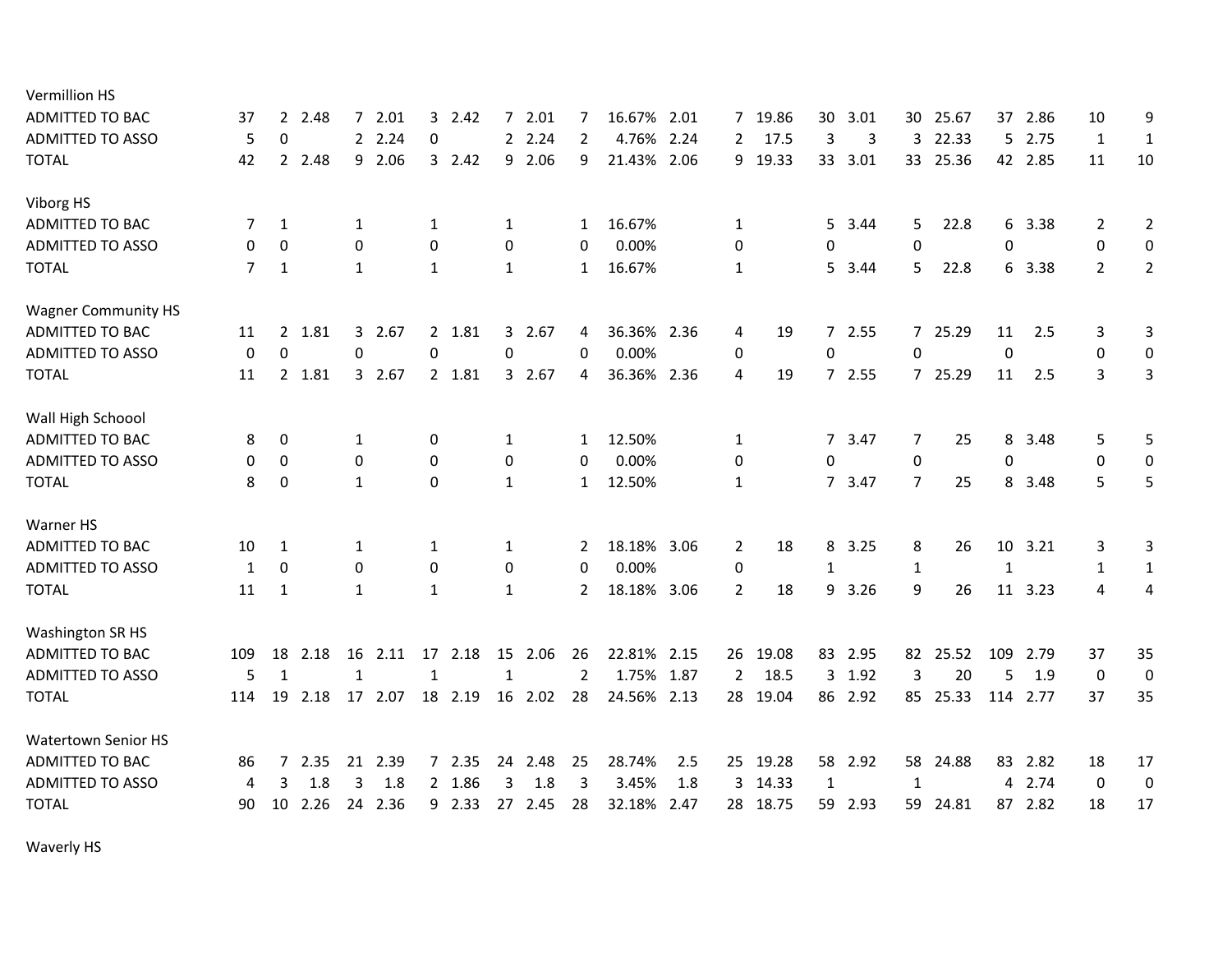| | | | | | | | | | | | | | | | | | | | | | | |
|---|---|---|---|---|---|---|---|---|---|---|---|---|---|---|---|---|---|---|---|---|---|---|
| Vermillion HS | | | | | | | | | | | | | | | | | | | | | | |
| ADMITTED TO BAC | 37 | 2 | 2.48 | 7 | 2.01 | 3 | 2.42 | 7 | 2.01 | 7 | 16.67% | 2.01 | 7 | 19.86 | 30 | 3.01 | 30 | 25.67 | 37 | 2.86 | 10 | 9 |
| ADMITTED TO ASSO | 5 | 0 | | 2 | 2.24 | 0 | | 2 | 2.24 | 2 | 4.76% | 2.24 | 2 | 17.5 | 3 | 3 | 3 | 22.33 | 5 | 2.75 | 1 | 1 |
| TOTAL | 42 | 2 | 2.48 | 9 | 2.06 | 3 | 2.42 | 9 | 2.06 | 9 | 21.43% | 2.06 | 9 | 19.33 | 33 | 3.01 | 33 | 25.36 | 42 | 2.85 | 11 | 10 |
| Viborg HS | | | | | | | | | | | | | | | | | | | | | | |
| ADMITTED TO BAC | 7 | 1 | | 1 | | 1 | | 1 | | 1 | 16.67% | | 1 | | 5 | 3.44 | 5 | 22.8 | 6 | 3.38 | 2 | 2 |
| ADMITTED TO ASSO | 0 | 0 | | 0 | | 0 | | 0 | | 0 | 0.00% | | 0 | | 0 | | 0 | | 0 | | 0 | 0 |
| TOTAL | 7 | 1 | | 1 | | 1 | | 1 | | 1 | 16.67% | | 1 | | 5 | 3.44 | 5 | 22.8 | 6 | 3.38 | 2 | 2 |
| Wagner Community HS | | | | | | | | | | | | | | | | | | | | | | |
| ADMITTED TO BAC | 11 | 2 | 1.81 | 3 | 2.67 | 2 | 1.81 | 3 | 2.67 | 4 | 36.36% | 2.36 | 4 | 19 | 7 | 2.55 | 7 | 25.29 | 11 | 2.5 | 3 | 3 |
| ADMITTED TO ASSO | 0 | 0 | | 0 | | 0 | | 0 | | 0 | 0.00% | | 0 | | 0 | | 0 | | 0 | | 0 | 0 |
| TOTAL | 11 | 2 | 1.81 | 3 | 2.67 | 2 | 1.81 | 3 | 2.67 | 4 | 36.36% | 2.36 | 4 | 19 | 7 | 2.55 | 7 | 25.29 | 11 | 2.5 | 3 | 3 |
| Wall High Schoool | | | | | | | | | | | | | | | | | | | | | | |
| ADMITTED TO BAC | 8 | 0 | | 1 | | 0 | | 1 | | 1 | 12.50% | | 1 | | 7 | 3.47 | 7 | 25 | 8 | 3.48 | 5 | 5 |
| ADMITTED TO ASSO | 0 | 0 | | 0 | | 0 | | 0 | | 0 | 0.00% | | 0 | | 0 | | 0 | | 0 | | 0 | 0 |
| TOTAL | 8 | 0 | | 1 | | 0 | | 1 | | 1 | 12.50% | | 1 | | 7 | 3.47 | 7 | 25 | 8 | 3.48 | 5 | 5 |
| Warner HS | | | | | | | | | | | | | | | | | | | | | | |
| ADMITTED TO BAC | 10 | 1 | | 1 | | 1 | | 1 | | 2 | 18.18% | 3.06 | 2 | 18 | 8 | 3.25 | 8 | 26 | 10 | 3.21 | 3 | 3 |
| ADMITTED TO ASSO | 1 | 0 | | 0 | | 0 | | 0 | | 0 | 0.00% | | 0 | | 1 | | 1 | | 1 | | 1 | 1 |
| TOTAL | 11 | 1 | | 1 | | 1 | | 1 | | 2 | 18.18% | 3.06 | 2 | 18 | 9 | 3.26 | 9 | 26 | 11 | 3.23 | 4 | 4 |
| Washington SR HS | | | | | | | | | | | | | | | | | | | | | | |
| ADMITTED TO BAC | 109 | 18 | 2.18 | 16 | 2.11 | 17 | 2.18 | 15 | 2.06 | 26 | 22.81% | 2.15 | 26 | 19.08 | 83 | 2.95 | 82 | 25.52 | 109 | 2.79 | 37 | 35 |
| ADMITTED TO ASSO | 5 | 1 | | 1 | | 1 | | 1 | | 2 | 1.75% | 1.87 | 2 | 18.5 | 3 | 1.92 | 3 | 20 | 5 | 1.9 | 0 | 0 |
| TOTAL | 114 | 19 | 2.18 | 17 | 2.07 | 18 | 2.19 | 16 | 2.02 | 28 | 24.56% | 2.13 | 28 | 19.04 | 86 | 2.92 | 85 | 25.33 | 114 | 2.77 | 37 | 35 |
| Watertown Senior HS | | | | | | | | | | | | | | | | | | | | | | |
| ADMITTED TO BAC | 86 | 7 | 2.35 | 21 | 2.39 | 7 | 2.35 | 24 | 2.48 | 25 | 28.74% | 2.5 | 25 | 19.28 | 58 | 2.92 | 58 | 24.88 | 83 | 2.82 | 18 | 17 |
| ADMITTED TO ASSO | 4 | 3 | 1.8 | 3 | 1.8 | 2 | 1.86 | 3 | 1.8 | 3 | 3.45% | 1.8 | 3 | 14.33 | 1 | | 1 | | 4 | 2.74 | 0 | 0 |
| TOTAL | 90 | 10 | 2.26 | 24 | 2.36 | 9 | 2.33 | 27 | 2.45 | 28 | 32.18% | 2.47 | 28 | 18.75 | 59 | 2.93 | 59 | 24.81 | 87 | 2.82 | 18 | 17 |
| Waverly HS | | | | | | | | | | | | | | | | | | | | | | |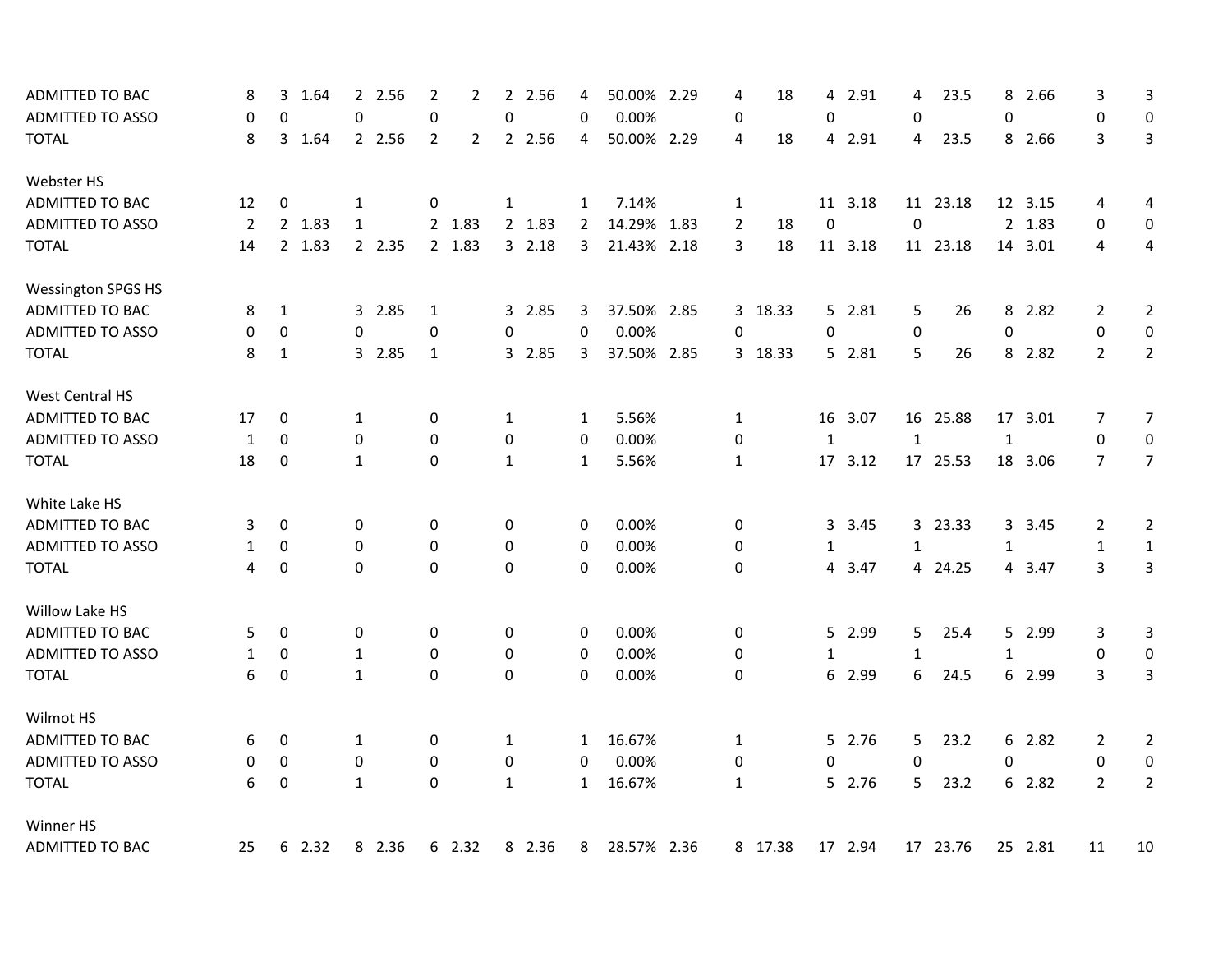| | | | | | | | | | | | | | | | | | | | | | | |
|---|---|---|---|---|---|---|---|---|---|---|---|---|---|---|---|---|---|---|---|---|---|---|
| ADMITTED TO BAC | 8 | 3 | 1.64 | 2 | 2.56 | 2 | 2 | 2 | 2.56 | 4 | 50.00% | 2.29 | 4 | 18 | 4 | 2.91 | 4 | 23.5 | 8 | 2.66 | 3 | 3 |
| ADMITTED TO ASSO | 0 | 0 | | 0 | | 0 | | 0 | | 0 | 0.00% | | 0 | | 0 | | 0 | | 0 | | 0 | 0 |
| TOTAL | 8 | 3 | 1.64 | 2 | 2.56 | 2 | 2 | 2 | 2.56 | 4 | 50.00% | 2.29 | 4 | 18 | 4 | 2.91 | 4 | 23.5 | 8 | 2.66 | 3 | 3 |
| | | | | | | | | | | | | | | | | | | | | | | |
| Webster HS | | | | | | | | | | | | | | | | | | | | | | |
| ADMITTED TO BAC | 12 | 0 | | 1 | | 0 | | 1 | | 1 | 7.14% | | 1 | | 11 | 3.18 | 11 | 23.18 | 12 | 3.15 | 4 | 4 |
| ADMITTED TO ASSO | 2 | 2 | 1.83 | 1 | | 2 | 1.83 | 2 | 1.83 | 2 | 14.29% | 1.83 | 2 | 18 | 0 | | 0 | | 2 | 1.83 | 0 | 0 |
| TOTAL | 14 | 2 | 1.83 | 2 | 2.35 | 2 | 1.83 | 3 | 2.18 | 3 | 21.43% | 2.18 | 3 | 18 | 11 | 3.18 | 11 | 23.18 | 14 | 3.01 | 4 | 4 |
| | | | | | | | | | | | | | | | | | | | | | | |
| Wessington SPGS HS | | | | | | | | | | | | | | | | | | | | | | |
| ADMITTED TO BAC | 8 | 1 | | 3 | 2.85 | 1 | | 3 | 2.85 | 3 | 37.50% | 2.85 | 3 | 18.33 | 5 | 2.81 | 5 | 26 | 8 | 2.82 | 2 | 2 |
| ADMITTED TO ASSO | 0 | 0 | | 0 | | 0 | | 0 | | 0 | 0.00% | | 0 | | 0 | | 0 | | 0 | | 0 | 0 |
| TOTAL | 8 | 1 | | 3 | 2.85 | 1 | | 3 | 2.85 | 3 | 37.50% | 2.85 | 3 | 18.33 | 5 | 2.81 | 5 | 26 | 8 | 2.82 | 2 | 2 |
| | | | | | | | | | | | | | | | | | | | | | | |
| West Central HS | | | | | | | | | | | | | | | | | | | | | | |
| ADMITTED TO BAC | 17 | 0 | | 1 | | 0 | | 1 | | 1 | 5.56% | | 1 | | 16 | 3.07 | 16 | 25.88 | 17 | 3.01 | 7 | 7 |
| ADMITTED TO ASSO | 1 | 0 | | 0 | | 0 | | 0 | | 0 | 0.00% | | 0 | | 1 | | 1 | | 1 | | 0 | 0 |
| TOTAL | 18 | 0 | | 1 | | 0 | | 1 | | 1 | 5.56% | | 1 | | 17 | 3.12 | 17 | 25.53 | 18 | 3.06 | 7 | 7 |
| | | | | | | | | | | | | | | | | | | | | | | |
| White Lake HS | | | | | | | | | | | | | | | | | | | | | | |
| ADMITTED TO BAC | 3 | 0 | | 0 | | 0 | | 0 | | 0 | 0.00% | | 0 | | 3 | 3.45 | 3 | 23.33 | 3 | 3.45 | 2 | 2 |
| ADMITTED TO ASSO | 1 | 0 | | 0 | | 0 | | 0 | | 0 | 0.00% | | 0 | | 1 | | 1 | | 1 | | 1 | 1 |
| TOTAL | 4 | 0 | | 0 | | 0 | | 0 | | 0 | 0.00% | | 0 | | 4 | 3.47 | 4 | 24.25 | 4 | 3.47 | 3 | 3 |
| | | | | | | | | | | | | | | | | | | | | | | |
| Willow Lake HS | | | | | | | | | | | | | | | | | | | | | | |
| ADMITTED TO BAC | 5 | 0 | | 0 | | 0 | | 0 | | 0 | 0.00% | | 0 | | 5 | 2.99 | 5 | 25.4 | 5 | 2.99 | 3 | 3 |
| ADMITTED TO ASSO | 1 | 0 | | 1 | | 0 | | 0 | | 0 | 0.00% | | 0 | | 1 | | 1 | | 1 | | 0 | 0 |
| TOTAL | 6 | 0 | | 1 | | 0 | | 0 | | 0 | 0.00% | | 0 | | 6 | 2.99 | 6 | 24.5 | 6 | 2.99 | 3 | 3 |
| | | | | | | | | | | | | | | | | | | | | | | |
| Wilmot HS | | | | | | | | | | | | | | | | | | | | | | |
| ADMITTED TO BAC | 6 | 0 | | 1 | | 0 | | 1 | | 1 | 16.67% | | 1 | | 5 | 2.76 | 5 | 23.2 | 6 | 2.82 | 2 | 2 |
| ADMITTED TO ASSO | 0 | 0 | | 0 | | 0 | | 0 | | 0 | 0.00% | | 0 | | 0 | | 0 | | 0 | | 0 | 0 |
| TOTAL | 6 | 0 | | 1 | | 0 | | 1 | | 1 | 16.67% | | 1 | | 5 | 2.76 | 5 | 23.2 | 6 | 2.82 | 2 | 2 |
| | | | | | | | | | | | | | | | | | | | | | | |
| Winner HS | | | | | | | | | | | | | | | | | | | | | | |
| ADMITTED TO BAC | 25 | 6 | 2.32 | 8 | 2.36 | 6 | 2.32 | 8 | 2.36 | 8 | 28.57% | 2.36 | 8 | 17.38 | 17 | 2.94 | 17 | 23.76 | 25 | 2.81 | 11 | 10 |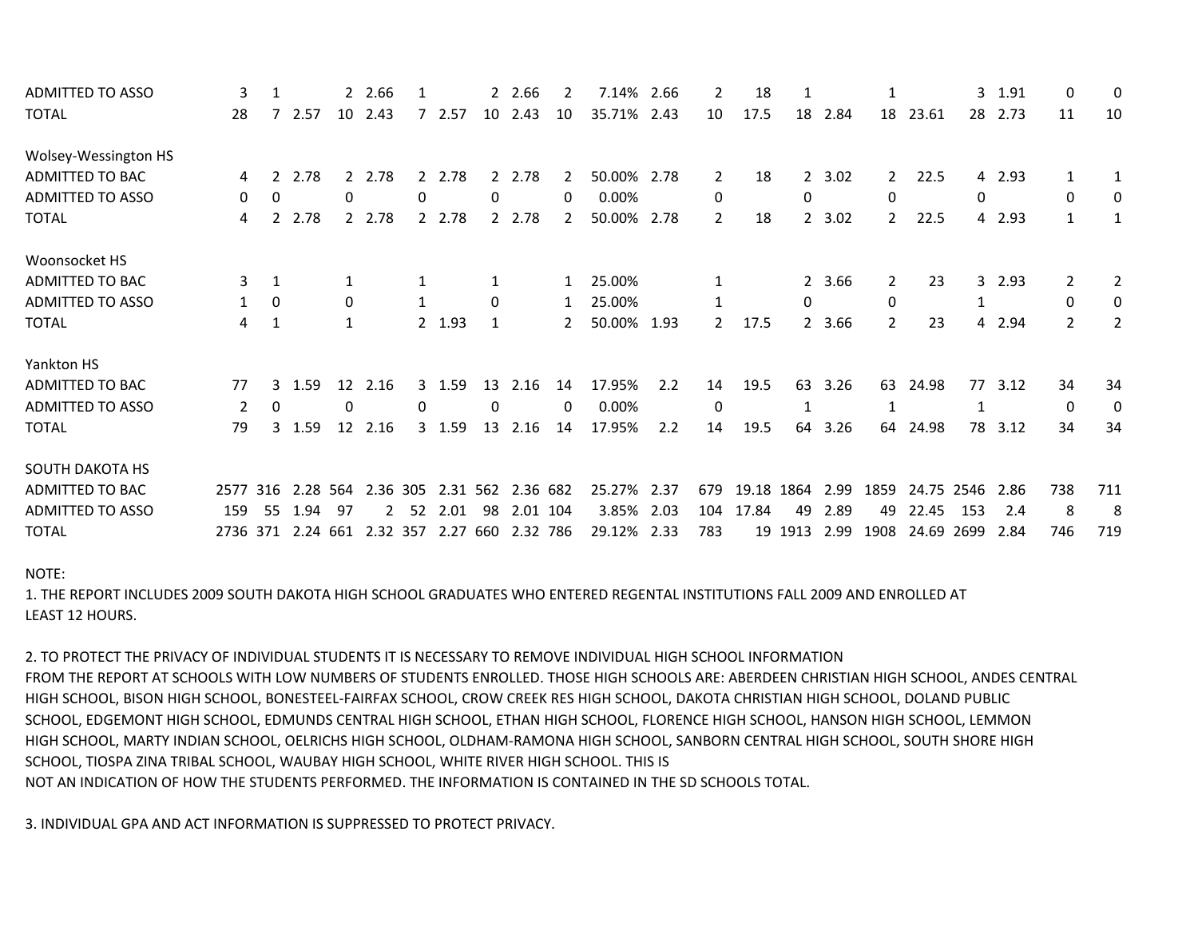| | | | | | | | | | | | | | | | | | | | | | |
|---|---|---|---|---|---|---|---|---|---|---|---|---|---|---|---|---|---|---|---|---|---|
| ADMITTED TO ASSO | 3 | 1 | | 2 | 2.66 | 1 | | 2 | 2.66 | 2 | 7.14% | 2.66 | 2 | 18 | 1 | | 1 | | 3 | 1.91 | 0 | 0 |
| TOTAL | 28 | 7 | 2.57 | 10 | 2.43 | 7 | 2.57 | 10 | 2.43 | 10 | 35.71% | 2.43 | 10 | 17.5 | 18 | 2.84 | 18 | 23.61 | 28 | 2.73 | 11 | 10 |
| | | | | | | | | | | | | | | | | | | | | | |
| Wolsey-Wessington HS | | | | | | | | | | | | | | | | | | | | | | |
| ADMITTED TO BAC | 4 | 2 | 2.78 | 2 | 2.78 | 2 | 2.78 | 2 | 2.78 | 2 | 50.00% | 2.78 | 2 | 18 | 2 | 3.02 | 2 | 22.5 | 4 | 2.93 | 1 | 1 |
| ADMITTED TO ASSO | 0 | 0 | | 0 | | 0 | | 0 | | 0 | 0.00% | | 0 | | 0 | | 0 | | 0 | | 0 | 0 |
| TOTAL | 4 | 2 | 2.78 | 2 | 2.78 | 2 | 2.78 | 2 | 2.78 | 2 | 50.00% | 2.78 | 2 | 18 | 2 | 3.02 | 2 | 22.5 | 4 | 2.93 | 1 | 1 |
| | | | | | | | | | | | | | | | | | | | | | |
| Woonsocket HS | | | | | | | | | | | | | | | | | | | | | | |
| ADMITTED TO BAC | 3 | 1 | | 1 | | 1 | | 1 | | 1 | 25.00% | | 1 | | 2 | 3.66 | 2 | 23 | 3 | 2.93 | 2 | 2 |
| ADMITTED TO ASSO | 1 | 0 | | 0 | | 1 | | 0 | | 1 | 25.00% | | 1 | | 0 | | 0 | | 1 | | 0 | 0 |
| TOTAL | 4 | 1 | | 1 | | 2 | 1.93 | 1 | | 2 | 50.00% | 1.93 | 2 | 17.5 | 2 | 3.66 | 2 | 23 | 4 | 2.94 | 2 | 2 |
| | | | | | | | | | | | | | | | | | | | | | |
| Yankton HS | | | | | | | | | | | | | | | | | | | | | | |
| ADMITTED TO BAC | 77 | 3 | 1.59 | 12 | 2.16 | 3 | 1.59 | 13 | 2.16 | 14 | 17.95% | 2.2 | 14 | 19.5 | 63 | 3.26 | 63 | 24.98 | 77 | 3.12 | 34 | 34 |
| ADMITTED TO ASSO | 2 | 0 | | 0 | | 0 | | 0 | | 0 | 0.00% | | 0 | | 1 | | 1 | | 1 | | 0 | 0 |
| TOTAL | 79 | 3 | 1.59 | 12 | 2.16 | 3 | 1.59 | 13 | 2.16 | 14 | 17.95% | 2.2 | 14 | 19.5 | 64 | 3.26 | 64 | 24.98 | 78 | 3.12 | 34 | 34 |
| | | | | | | | | | | | | | | | | | | | | | |
| SOUTH DAKOTA HS | | | | | | | | | | | | | | | | | | | | | | |
| ADMITTED TO BAC | 2577 | 316 | 2.28 | 564 | 2.36 | 305 | 2.31 | 562 | 2.36 | 682 | 25.27% | 2.37 | 679 | 19.18 | 1864 | 2.99 | 1859 | 24.75 | 2546 | 2.86 | 738 | 711 |
| ADMITTED TO ASSO | 159 | 55 | 1.94 | 97 | 2 | 52 | 2.01 | 98 | 2.01 | 104 | 3.85% | 2.03 | 104 | 17.84 | 49 | 2.89 | 49 | 22.45 | 153 | 2.4 | 8 | 8 |
| TOTAL | 2736 | 371 | 2.24 | 661 | 2.32 | 357 | 2.27 | 660 | 2.32 | 786 | 29.12% | 2.33 | 783 | 19 | 1913 | 2.99 | 1908 | 24.69 | 2699 | 2.84 | 746 | 719 |

NOTE:

1. THE REPORT INCLUDES 2009 SOUTH DAKOTA HIGH SCHOOL GRADUATES WHO ENTERED REGENTAL INSTITUTIONS FALL 2009 AND ENROLLED AT LEAST 12 HOURS.

2. TO PROTECT THE PRIVACY OF INDIVIDUAL STUDENTS IT IS NECESSARY TO REMOVE INDIVIDUAL HIGH SCHOOL INFORMATION FROM THE REPORT AT SCHOOLS WITH LOW NUMBERS OF STUDENTS ENROLLED. THOSE HIGH SCHOOLS ARE: ABERDEEN CHRISTIAN HIGH SCHOOL, ANDES CENTRAL HIGH SCHOOL, BISON HIGH SCHOOL, BONESTEEL-FAIRFAX SCHOOL, CROW CREEK RES HIGH SCHOOL, DAKOTA CHRISTIAN HIGH SCHOOL, DOLAND PUBLIC SCHOOL, EDGEMONT HIGH SCHOOL, EDMUNDS CENTRAL HIGH SCHOOL, ETHAN HIGH SCHOOL, FLORENCE HIGH SCHOOL, HANSON HIGH SCHOOL, LEMMON HIGH SCHOOL, MARTY INDIAN SCHOOL, OELRICHS HIGH SCHOOL, OLDHAM-RAMONA HIGH SCHOOL, SANBORN CENTRAL HIGH SCHOOL, SOUTH SHORE HIGH SCHOOL, TIOSPA ZINA TRIBAL SCHOOL, WAUBAY HIGH SCHOOL, WHITE RIVER HIGH SCHOOL. THIS IS NOT AN INDICATION OF HOW THE STUDENTS PERFORMED. THE INFORMATION IS CONTAINED IN THE SD SCHOOLS TOTAL.

3. INDIVIDUAL GPA AND ACT INFORMATION IS SUPPRESSED TO PROTECT PRIVACY.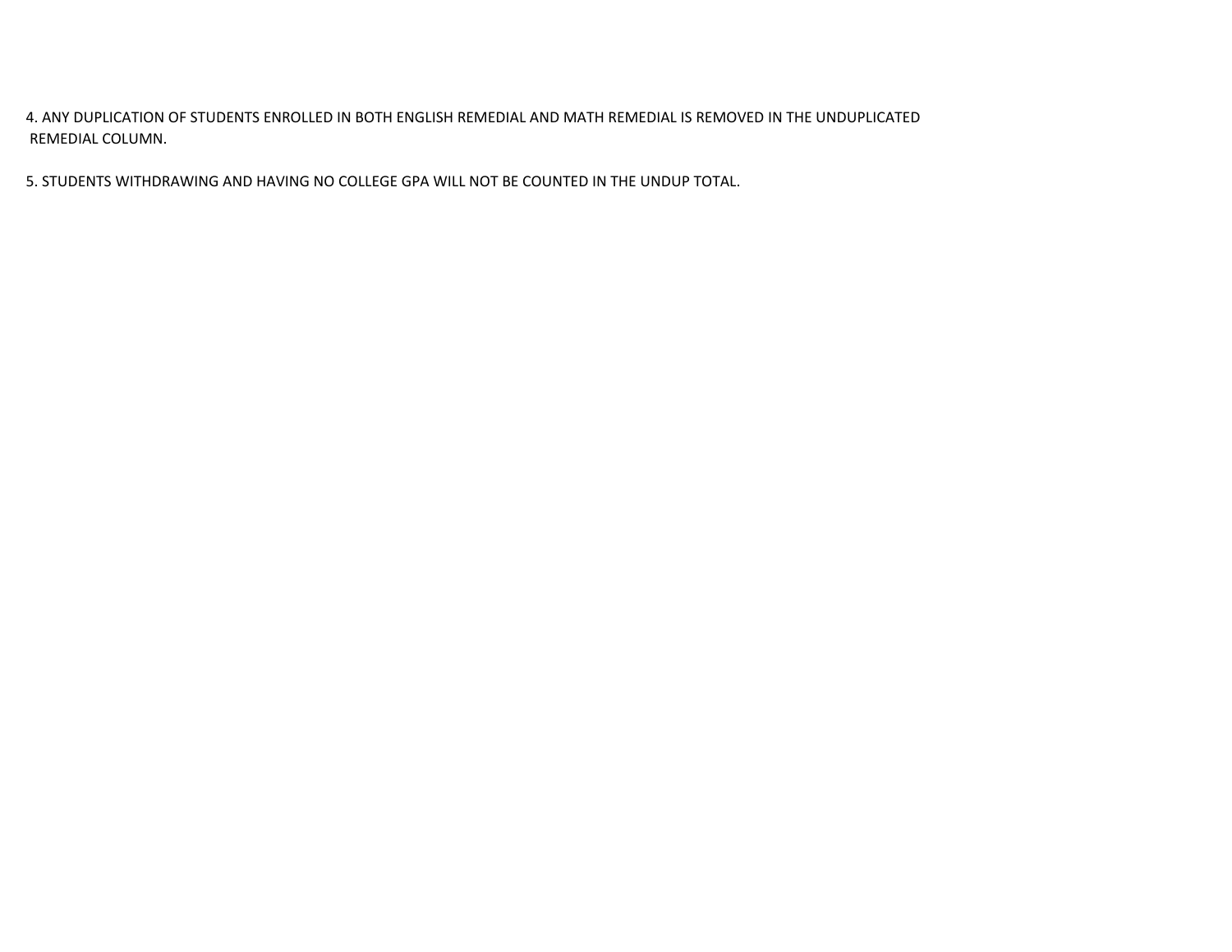4. ANY DUPLICATION OF STUDENTS ENROLLED IN BOTH ENGLISH REMEDIAL AND MATH REMEDIAL IS REMOVED IN THE UNDUPLICATED REMEDIAL COLUMN.

5. STUDENTS WITHDRAWING AND HAVING NO COLLEGE GPA WILL NOT BE COUNTED IN THE UNDUP TOTAL.